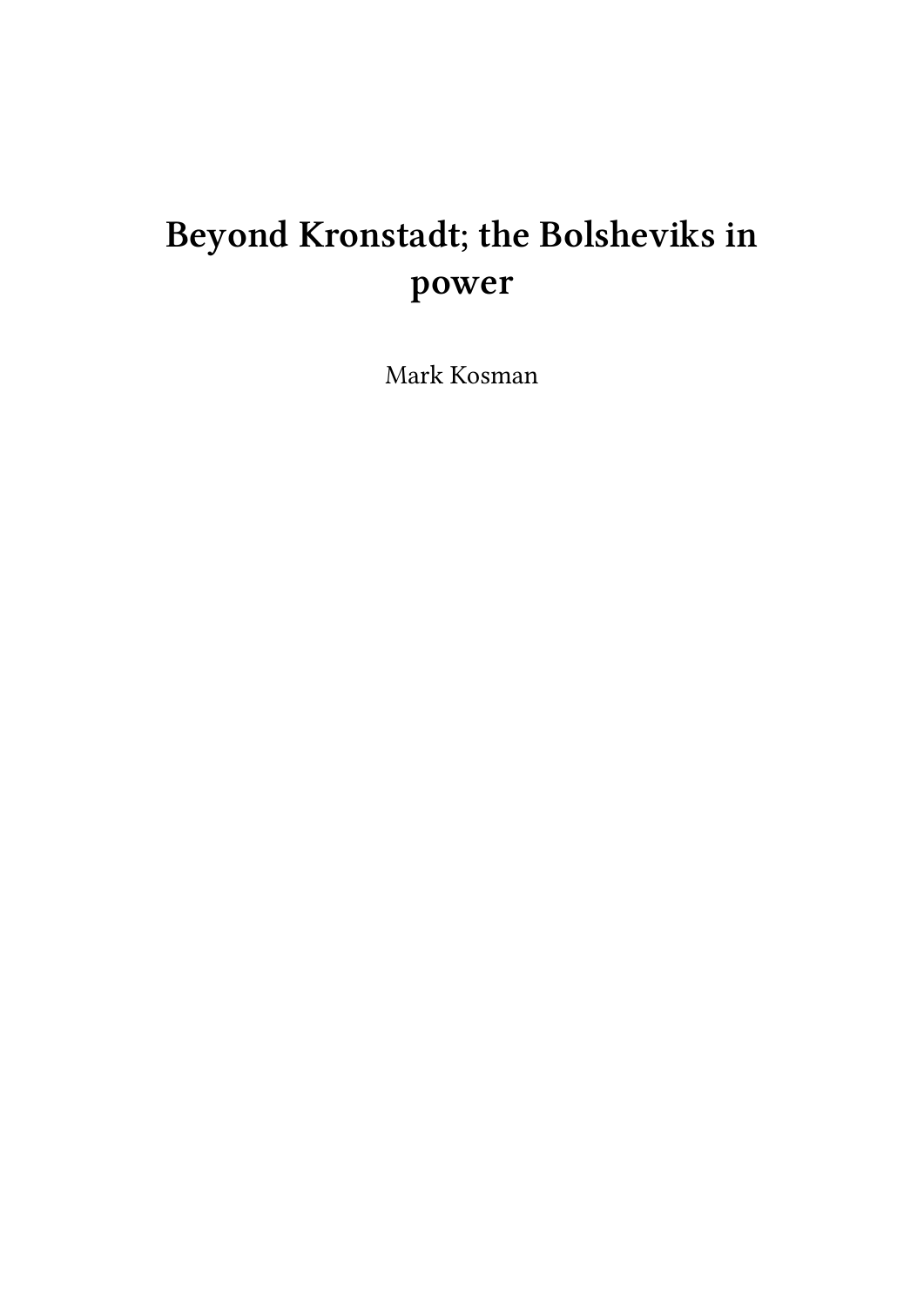# Beyond Kronstadt; the Bolsheviks in power

Mark Kosman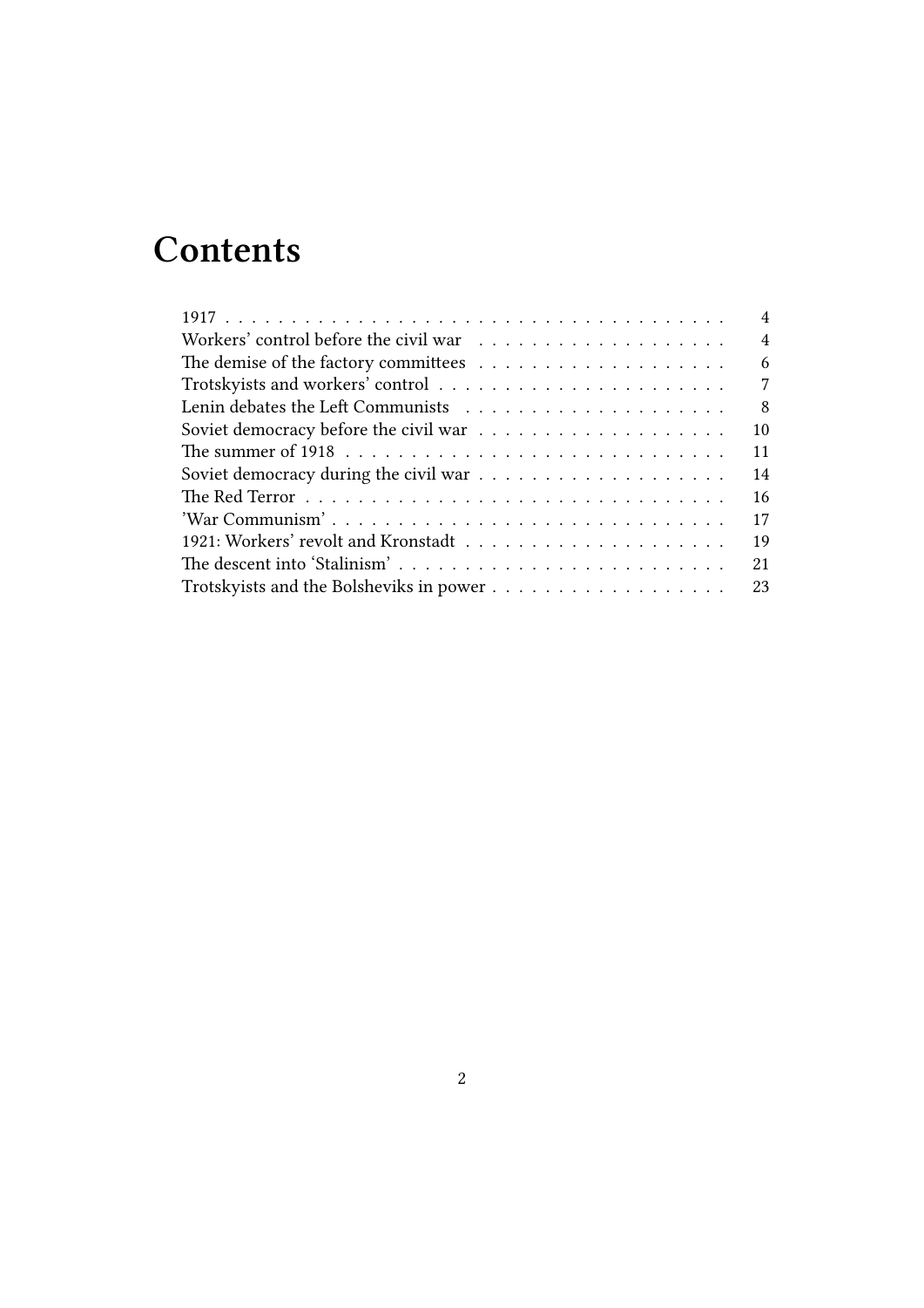# Contents

1917 . . . . . . . . . . . . . . . . . . . . . . . . . . . . . . . . . . . . . 4
Workers' control before the civil war . . . . . . . . . . . . . . . . . . . 4
The demise of the factory committees . . . . . . . . . . . . . . . . . . 6
Trotskyists and workers' control . . . . . . . . . . . . . . . . . . . . . 7
Lenin debates the Left Communists . . . . . . . . . . . . . . . . . . . 8
Soviet democracy before the civil war . . . . . . . . . . . . . . . . . . 10
The summer of 1918 . . . . . . . . . . . . . . . . . . . . . . . . . . . . 11
Soviet democracy during the civil war . . . . . . . . . . . . . . . . . . 14
The Red Terror . . . . . . . . . . . . . . . . . . . . . . . . . . . . . . 16
'War Communism' . . . . . . . . . . . . . . . . . . . . . . . . . . . . . 17
1921: Workers' revolt and Kronstadt . . . . . . . . . . . . . . . . . . . 19
The descent into 'Stalinism' . . . . . . . . . . . . . . . . . . . . . . . 21
Trotskyists and the Bolsheviks in power . . . . . . . . . . . . . . . . . 23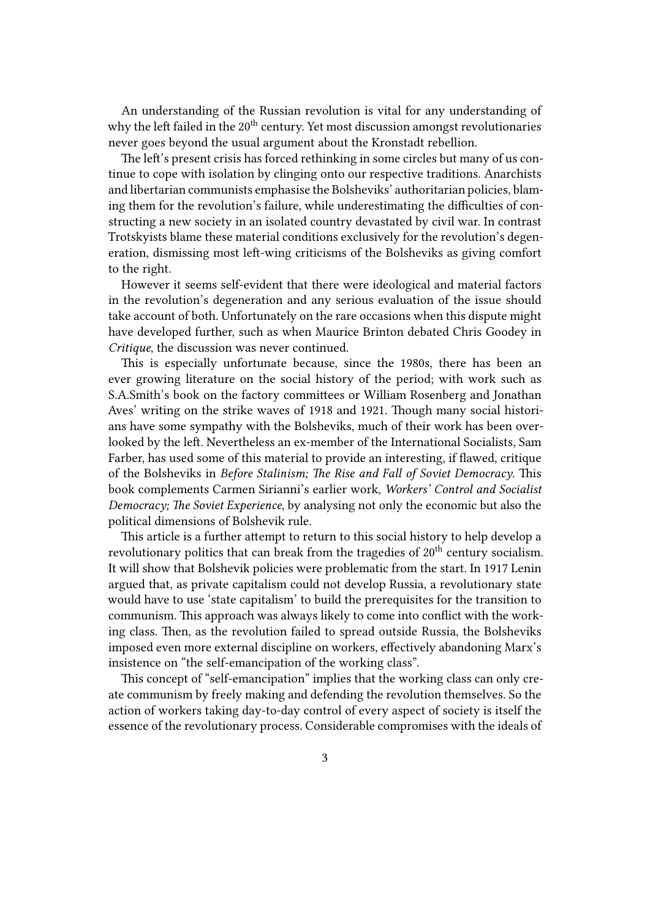An understanding of the Russian revolution is vital for any understanding of why the left failed in the 20th century. Yet most discussion amongst revolutionaries never goes beyond the usual argument about the Kronstadt rebellion.

The left's present crisis has forced rethinking in some circles but many of us continue to cope with isolation by clinging onto our respective traditions. Anarchists and libertarian communists emphasise the Bolsheviks' authoritarian policies, blaming them for the revolution's failure, while underestimating the difficulties of constructing a new society in an isolated country devastated by civil war. In contrast Trotskyists blame these material conditions exclusively for the revolution's degeneration, dismissing most left-wing criticisms of the Bolsheviks as giving comfort to the right.

However it seems self-evident that there were ideological and material factors in the revolution's degeneration and any serious evaluation of the issue should take account of both. Unfortunately on the rare occasions when this dispute might have developed further, such as when Maurice Brinton debated Chris Goodey in *Critique*, the discussion was never continued.

This is especially unfortunate because, since the 1980s, there has been an ever growing literature on the social history of the period; with work such as S.A.Smith's book on the factory committees or William Rosenberg and Jonathan Aves' writing on the strike waves of 1918 and 1921. Though many social historians have some sympathy with the Bolsheviks, much of their work has been overlooked by the left. Nevertheless an ex-member of the International Socialists, Sam Farber, has used some of this material to provide an interesting, if flawed, critique of the Bolsheviks in *Before Stalinism; The Rise and Fall of Soviet Democracy*. This book complements Carmen Sirianni's earlier work, *Workers' Control and Socialist Democracy; The Soviet Experience*, by analysing not only the economic but also the political dimensions of Bolshevik rule.

This article is a further attempt to return to this social history to help develop a revolutionary politics that can break from the tragedies of 20th century socialism. It will show that Bolshevik policies were problematic from the start. In 1917 Lenin argued that, as private capitalism could not develop Russia, a revolutionary state would have to use 'state capitalism' to build the prerequisites for the transition to communism. This approach was always likely to come into conflict with the working class. Then, as the revolution failed to spread outside Russia, the Bolsheviks imposed even more external discipline on workers, effectively abandoning Marx's insistence on "the self-emancipation of the working class".

This concept of "self-emancipation" implies that the working class can only create communism by freely making and defending the revolution themselves. So the action of workers taking day-to-day control of every aspect of society is itself the essence of the revolutionary process. Considerable compromises with the ideals of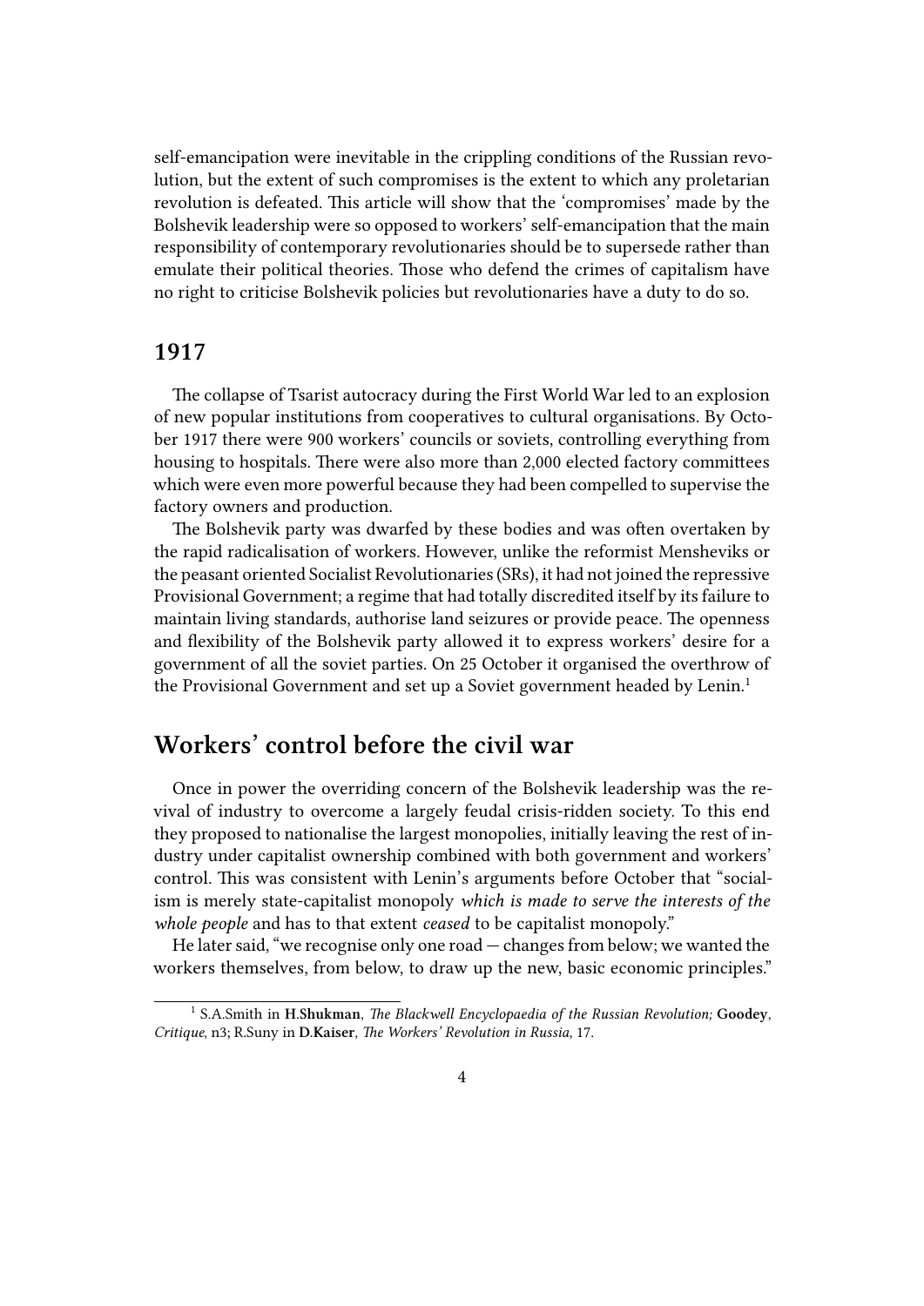self-emancipation were inevitable in the crippling conditions of the Russian revolution, but the extent of such compromises is the extent to which any proletarian revolution is defeated. This article will show that the 'compromises' made by the Bolshevik leadership were so opposed to workers' self-emancipation that the main responsibility of contemporary revolutionaries should be to supersede rather than emulate their political theories. Those who defend the crimes of capitalism have no right to criticise Bolshevik policies but revolutionaries have a duty to do so.

### 1917

The collapse of Tsarist autocracy during the First World War led to an explosion of new popular institutions from cooperatives to cultural organisations. By October 1917 there were 900 workers' councils or soviets, controlling everything from housing to hospitals. There were also more than 2,000 elected factory committees which were even more powerful because they had been compelled to supervise the factory owners and production.

The Bolshevik party was dwarfed by these bodies and was often overtaken by the rapid radicalisation of workers. However, unlike the reformist Mensheviks or the peasant oriented Socialist Revolutionaries (SRs), it had not joined the repressive Provisional Government; a regime that had totally discredited itself by its failure to maintain living standards, authorise land seizures or provide peace. The openness and flexibility of the Bolshevik party allowed it to express workers' desire for a government of all the soviet parties. On 25 October it organised the overthrow of the Provisional Government and set up a Soviet government headed by Lenin.[1]

## Workers' control before the civil war

Once in power the overriding concern of the Bolshevik leadership was the revival of industry to overcome a largely feudal crisis-ridden society. To this end they proposed to nationalise the largest monopolies, initially leaving the rest of industry under capitalist ownership combined with both government and workers' control. This was consistent with Lenin's arguments before October that "socialism is merely state-capitalist monopoly *which is made to serve the interests of the whole people* and has to that extent *ceased* to be capitalist monopoly."

He later said, "we recognise only one road — changes from below; we wanted the workers themselves, from below, to draw up the new, basic economic principles."

---

[1] S.A.Smith in **H.Shukman**, *The Blackwell Encyclopaedia of the Russian Revolution;* **Goodey**, *Critique*, n3; R.Suny in **D.Kaiser**, *The Workers' Revolution in Russia,* 17.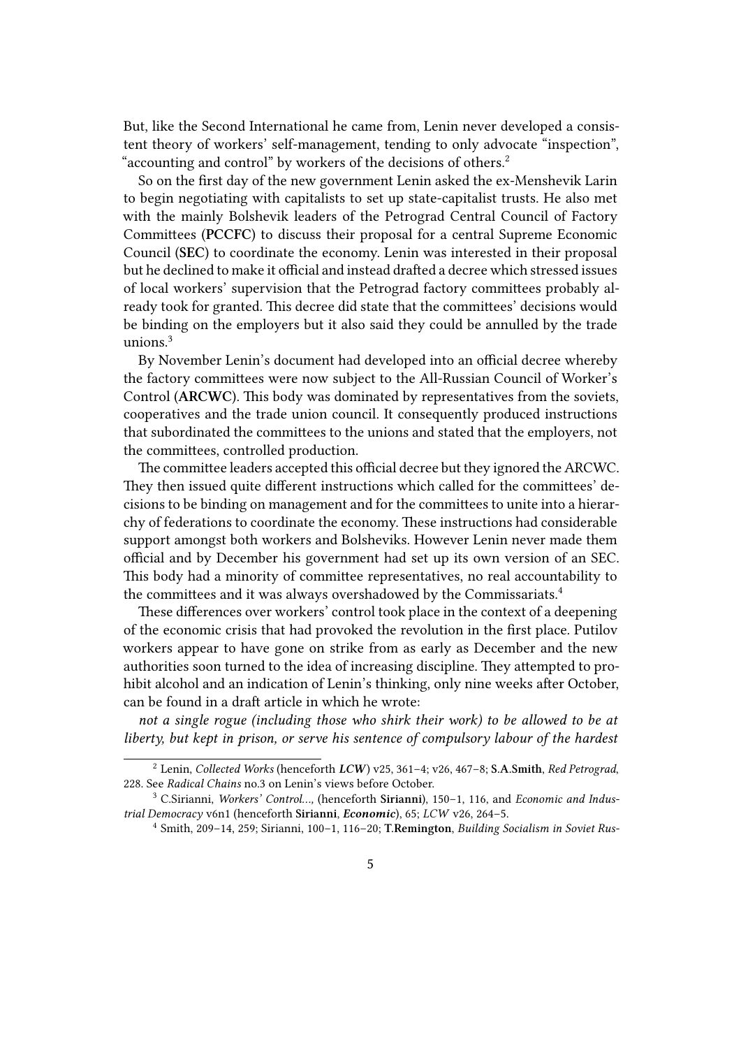But, like the Second International he came from, Lenin never developed a consistent theory of workers' self-management, tending to only advocate "inspection", "accounting and control" by workers of the decisions of others.[2]

So on the first day of the new government Lenin asked the ex-Menshevik Larin to begin negotiating with capitalists to set up state-capitalist trusts. He also met with the mainly Bolshevik leaders of the Petrograd Central Council of Factory Committees (**PCCFC**) to discuss their proposal for a central Supreme Economic Council (**SEC**) to coordinate the economy. Lenin was interested in their proposal but he declined to make it official and instead drafted a decree which stressed issues of local workers' supervision that the Petrograd factory committees probably already took for granted. This decree did state that the committees' decisions would be binding on the employers but it also said they could be annulled by the trade unions.[3]

By November Lenin's document had developed into an official decree whereby the factory committees were now subject to the All-Russian Council of Worker's Control (**ARCWC**). This body was dominated by representatives from the soviets, cooperatives and the trade union council. It consequently produced instructions that subordinated the committees to the unions and stated that the employers, not the committees, controlled production.

The committee leaders accepted this official decree but they ignored the ARCWC. They then issued quite different instructions which called for the committees' decisions to be binding on management and for the committees to unite into a hierarchy of federations to coordinate the economy. These instructions had considerable support amongst both workers and Bolsheviks. However Lenin never made them official and by December his government had set up its own version of an SEC. This body had a minority of committee representatives, no real accountability to the committees and it was always overshadowed by the Commissariats.[4]

These differences over workers' control took place in the context of a deepening of the economic crisis that had provoked the revolution in the first place. Putilov workers appear to have gone on strike from as early as December and the new authorities soon turned to the idea of increasing discipline. They attempted to prohibit alcohol and an indication of Lenin's thinking, only nine weeks after October, can be found in a draft article in which he wrote:

*not a single rogue (including those who shirk their work) to be allowed to be at liberty, but kept in prison, or serve his sentence of compulsory labour of the hardest*

---

[2] Lenin, *Collected Works* (henceforth ***LCW***) v25, 361–4; v26, 467–8; **S.A.Smith**, *Red Petrograd*, 228. See *Radical Chains* no.3 on Lenin's views before October.

[3] C.Sirianni, *Workers' Control…*, (henceforth **Sirianni**), 150–1, 116, and *Economic and Industrial Democracy* v6n1 (henceforth **Sirianni**, ***Economic***), 65; *LCW* v26, 264–5.

[4] Smith, 209–14, 259; Sirianni, 100–1, 116–20; **T.Remington**, *Building Socialism in Soviet Rus-*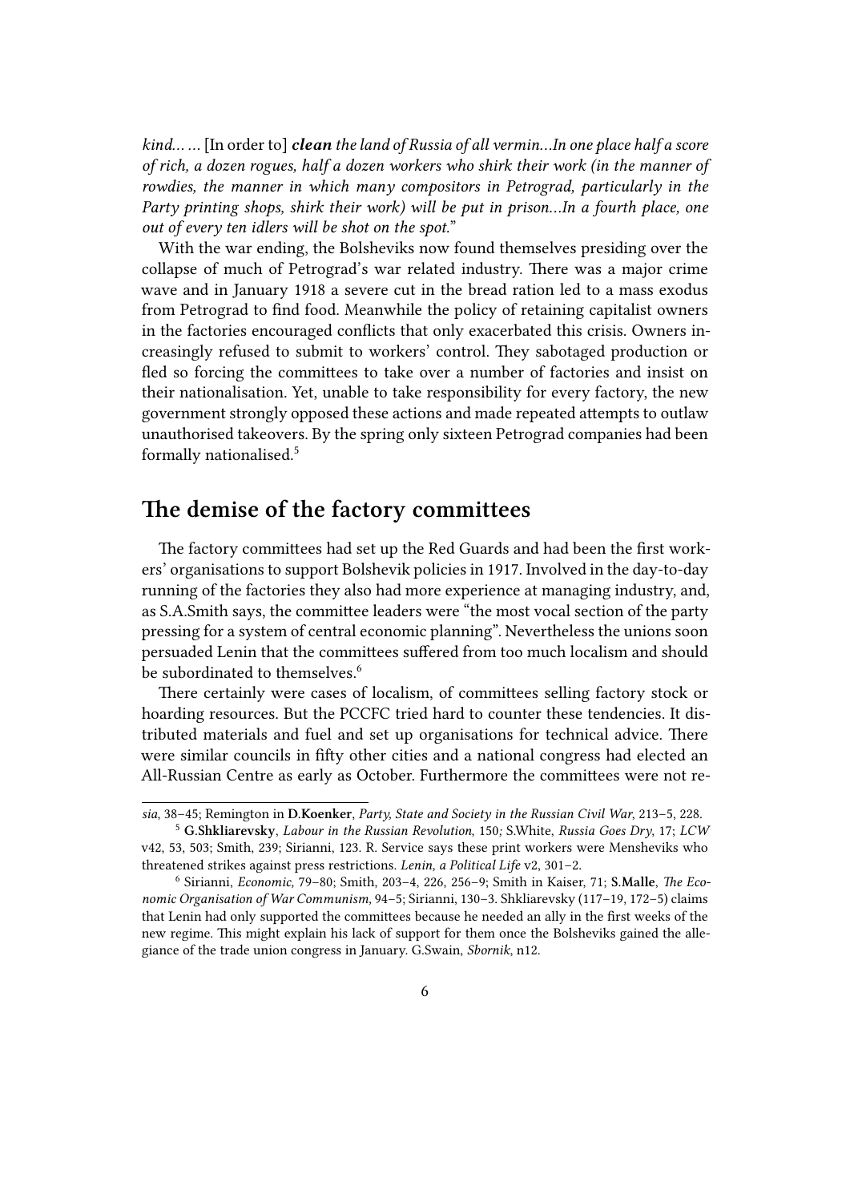*kind… …* [In order to] ***clean*** *the land of Russia of all vermin…In one place half a score of rich, a dozen rogues, half a dozen workers who shirk their work (in the manner of rowdies, the manner in which many compositors in Petrograd, particularly in the Party printing shops, shirk their work) will be put in prison…In a fourth place, one out of every ten idlers will be shot on the spot.*"

With the war ending, the Bolsheviks now found themselves presiding over the collapse of much of Petrograd's war related industry. There was a major crime wave and in January 1918 a severe cut in the bread ration led to a mass exodus from Petrograd to find food. Meanwhile the policy of retaining capitalist owners in the factories encouraged conflicts that only exacerbated this crisis. Owners increasingly refused to submit to workers' control. They sabotaged production or fled so forcing the committees to take over a number of factories and insist on their nationalisation. Yet, unable to take responsibility for every factory, the new government strongly opposed these actions and made repeated attempts to outlaw unauthorised takeovers. By the spring only sixteen Petrograd companies had been formally nationalised.[5]

## The demise of the factory committees

The factory committees had set up the Red Guards and had been the first workers' organisations to support Bolshevik policies in 1917. Involved in the day-to-day running of the factories they also had more experience at managing industry, and, as S.A.Smith says, the committee leaders were "the most vocal section of the party pressing for a system of central economic planning". Nevertheless the unions soon persuaded Lenin that the committees suffered from too much localism and should be subordinated to themselves.[6]

There certainly were cases of localism, of committees selling factory stock or hoarding resources. But the PCCFC tried hard to counter these tendencies. It distributed materials and fuel and set up organisations for technical advice. There were similar councils in fifty other cities and a national congress had elected an All-Russian Centre as early as October. Furthermore the committees were not re-

---

*sia*, 38–45; Remington in **D.Koenker**, *Party, State and Society in the Russian Civil War*, 213–5, 228.

[5] **G.Shkliarevsky**, *Labour in the Russian Revolution*, 150*;* S.White, *Russia Goes Dry*, 17; *LCW* v42, 53, 503; Smith, 239; Sirianni, 123. R. Service says these print workers were Mensheviks who threatened strikes against press restrictions. *Lenin, a Political Life* v2, 301–2.

[6] Sirianni, *Economic*, 79–80; Smith, 203–4, 226, 256–9; Smith in Kaiser, 71; **S.Malle**, *The Economic Organisation of War Communism,* 94–5; Sirianni, 130–3. Shkliarevsky (117–19, 172–5) claims that Lenin had only supported the committees because he needed an ally in the first weeks of the new regime. This might explain his lack of support for them once the Bolsheviks gained the allegiance of the trade union congress in January. G.Swain, *Sbornik*, n12.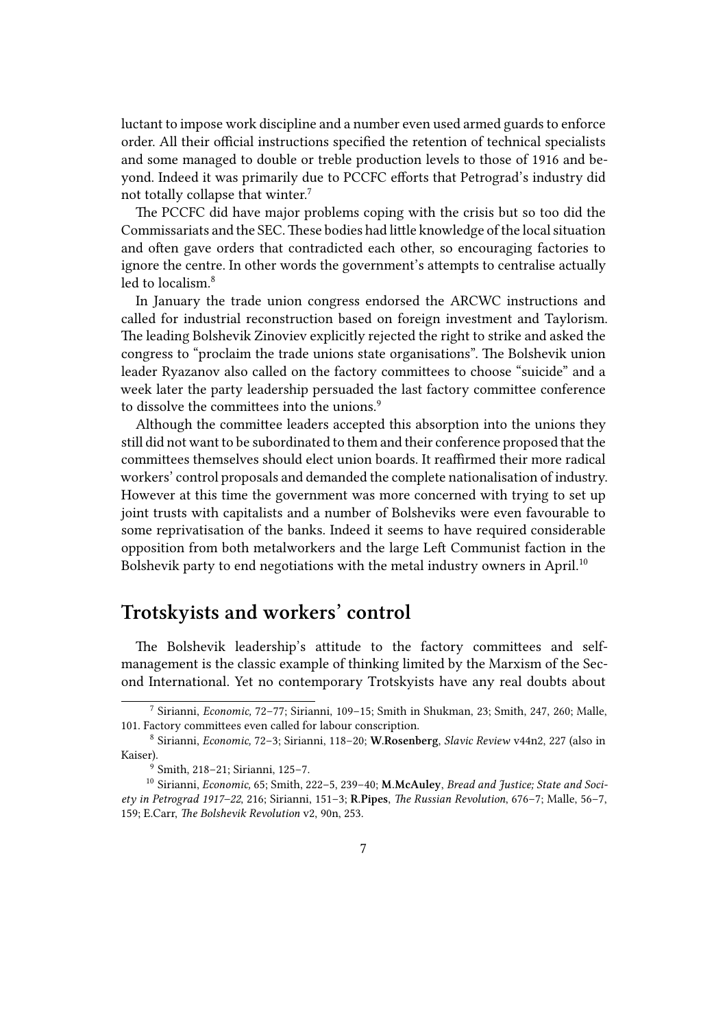luctant to impose work discipline and a number even used armed guards to enforce order. All their official instructions specified the retention of technical specialists and some managed to double or treble production levels to those of 1916 and beyond. Indeed it was primarily due to PCCFC efforts that Petrograd's industry did not totally collapse that winter.[7]

The PCCFC did have major problems coping with the crisis but so too did the Commissariats and the SEC. These bodies had little knowledge of the local situation and often gave orders that contradicted each other, so encouraging factories to ignore the centre. In other words the government's attempts to centralise actually led to localism.[8]

In January the trade union congress endorsed the ARCWC instructions and called for industrial reconstruction based on foreign investment and Taylorism. The leading Bolshevik Zinoviev explicitly rejected the right to strike and asked the congress to "proclaim the trade unions state organisations". The Bolshevik union leader Ryazanov also called on the factory committees to choose "suicide" and a week later the party leadership persuaded the last factory committee conference to dissolve the committees into the unions.[9]

Although the committee leaders accepted this absorption into the unions they still did not want to be subordinated to them and their conference proposed that the committees themselves should elect union boards. It reaffirmed their more radical workers' control proposals and demanded the complete nationalisation of industry. However at this time the government was more concerned with trying to set up joint trusts with capitalists and a number of Bolsheviks were even favourable to some reprivatisation of the banks. Indeed it seems to have required considerable opposition from both metalworkers and the large Left Communist faction in the Bolshevik party to end negotiations with the metal industry owners in April.[10]

## Trotskyists and workers' control

The Bolshevik leadership's attitude to the factory committees and self-management is the classic example of thinking limited by the Marxism of the Second International. Yet no contemporary Trotskyists have any real doubts about

---

[7] Sirianni, *Economic,* 72–77; Sirianni, 109–15; Smith in Shukman, 23; Smith, 247, 260; Malle, 101. Factory committees even called for labour conscription.

[8] Sirianni, *Economic,* 72–3; Sirianni, 118–20; **W.Rosenberg**, *Slavic Review* v44n2, 227 (also in Kaiser).

[9] Smith, 218–21; Sirianni, 125–7.

[10] Sirianni, *Economic,* 65; Smith, 222–5, 239–40; **M.McAuley**, *Bread and Justice; State and Society in Petrograd 1917–22*, 216; Sirianni, 151–3; **R.Pipes**, *The Russian Revolution*, 676–7; Malle, 56–7, 159; E.Carr, *The Bolshevik Revolution* v2, 90n, 253.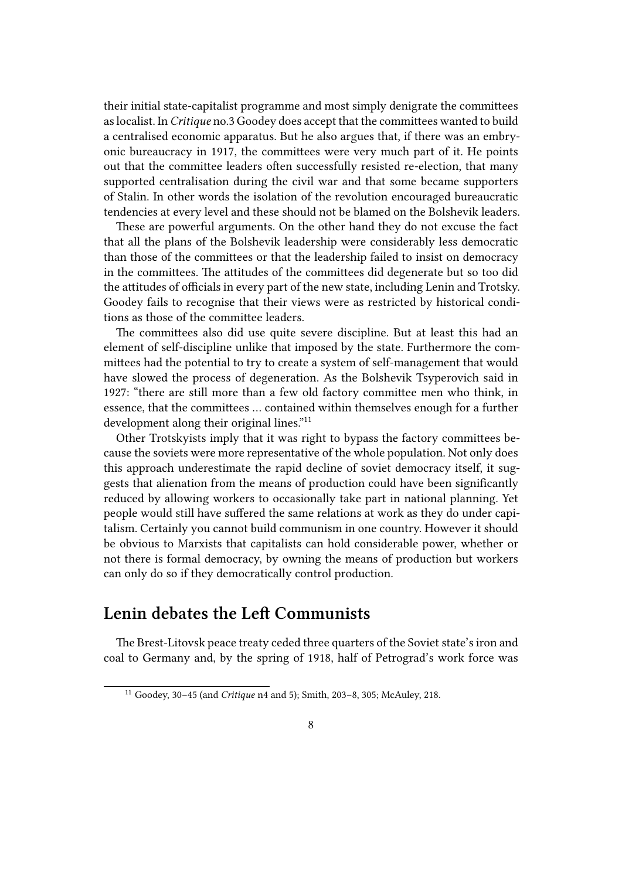their initial state-capitalist programme and most simply denigrate the committees as localist. In *Critique* no.3 Goodey does accept that the committees wanted to build a centralised economic apparatus. But he also argues that, if there was an embryonic bureaucracy in 1917, the committees were very much part of it. He points out that the committee leaders often successfully resisted re-election, that many supported centralisation during the civil war and that some became supporters of Stalin. In other words the isolation of the revolution encouraged bureaucratic tendencies at every level and these should not be blamed on the Bolshevik leaders.

These are powerful arguments. On the other hand they do not excuse the fact that all the plans of the Bolshevik leadership were considerably less democratic than those of the committees or that the leadership failed to insist on democracy in the committees. The attitudes of the committees did degenerate but so too did the attitudes of officials in every part of the new state, including Lenin and Trotsky. Goodey fails to recognise that their views were as restricted by historical conditions as those of the committee leaders.

The committees also did use quite severe discipline. But at least this had an element of self-discipline unlike that imposed by the state. Furthermore the committees had the potential to try to create a system of self-management that would have slowed the process of degeneration. As the Bolshevik Tsyperovich said in 1927: "there are still more than a few old factory committee men who think, in essence, that the committees … contained within themselves enough for a further development along their original lines."[11]

Other Trotskyists imply that it was right to bypass the factory committees because the soviets were more representative of the whole population. Not only does this approach underestimate the rapid decline of soviet democracy itself, it suggests that alienation from the means of production could have been significantly reduced by allowing workers to occasionally take part in national planning. Yet people would still have suffered the same relations at work as they do under capitalism. Certainly you cannot build communism in one country. However it should be obvious to Marxists that capitalists can hold considerable power, whether or not there is formal democracy, by owning the means of production but workers can only do so if they democratically control production.

## Lenin debates the Left Communists

The Brest-Litovsk peace treaty ceded three quarters of the Soviet state's iron and coal to Germany and, by the spring of 1918, half of Petrograd's work force was

[11] Goodey, 30–45 (and *Critique* n4 and 5); Smith, 203–8, 305; McAuley, 218.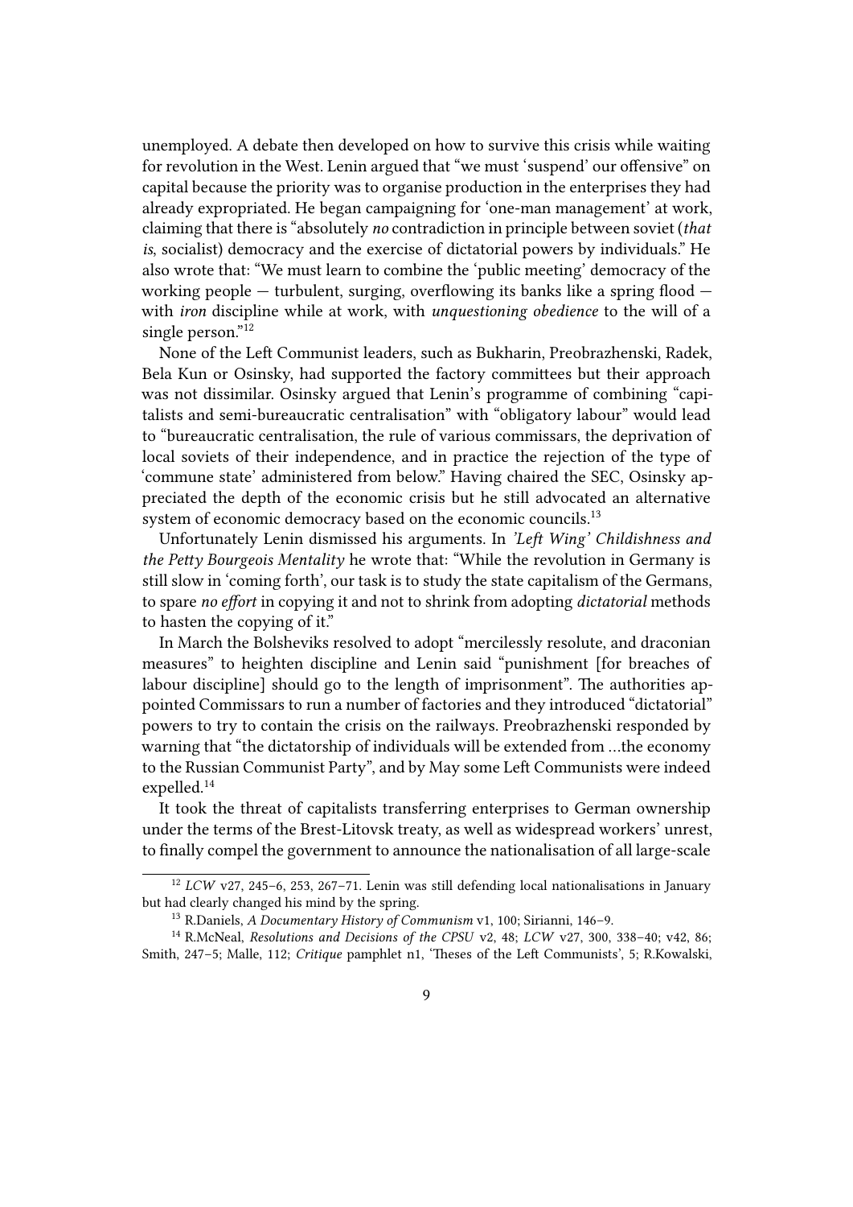unemployed. A debate then developed on how to survive this crisis while waiting for revolution in the West. Lenin argued that "we must 'suspend' our offensive" on capital because the priority was to organise production in the enterprises they had already expropriated. He began campaigning for 'one-man management' at work, claiming that there is "absolutely *no* contradiction in principle between soviet (*that is*, socialist) democracy and the exercise of dictatorial powers by individuals." He also wrote that: "We must learn to combine the 'public meeting' democracy of the working people — turbulent, surging, overflowing its banks like a spring flood — with *iron* discipline while at work, with *unquestioning obedience* to the will of a single person."[12]

None of the Left Communist leaders, such as Bukharin, Preobrazhenski, Radek, Bela Kun or Osinsky, had supported the factory committees but their approach was not dissimilar. Osinsky argued that Lenin's programme of combining "capitalists and semi-bureaucratic centralisation" with "obligatory labour" would lead to "bureaucratic centralisation, the rule of various commissars, the deprivation of local soviets of their independence, and in practice the rejection of the type of 'commune state' administered from below." Having chaired the SEC, Osinsky appreciated the depth of the economic crisis but he still advocated an alternative system of economic democracy based on the economic councils.[13]

Unfortunately Lenin dismissed his arguments. In *'Left Wing' Childishness and the Petty Bourgeois Mentality* he wrote that: "While the revolution in Germany is still slow in 'coming forth', our task is to study the state capitalism of the Germans, to spare *no effort* in copying it and not to shrink from adopting *dictatorial* methods to hasten the copying of it."

In March the Bolsheviks resolved to adopt "mercilessly resolute, and draconian measures" to heighten discipline and Lenin said "punishment [for breaches of labour discipline] should go to the length of imprisonment". The authorities appointed Commissars to run a number of factories and they introduced "dictatorial" powers to try to contain the crisis on the railways. Preobrazhenski responded by warning that "the dictatorship of individuals will be extended from …the economy to the Russian Communist Party", and by May some Left Communists were indeed expelled.[14]

It took the threat of capitalists transferring enterprises to German ownership under the terms of the Brest-Litovsk treaty, as well as widespread workers' unrest, to finally compel the government to announce the nationalisation of all large-scale

---

[12] *LCW* v27, 245–6, 253, 267–71. Lenin was still defending local nationalisations in January but had clearly changed his mind by the spring.

[13] R.Daniels, *A Documentary History of Communism* v1, 100; Sirianni, 146–9.

[14] R.McNeal, *Resolutions and Decisions of the CPSU* v2, 48; *LCW* v27, 300, 338–40; v42, 86; Smith, 247–5; Malle, 112; *Critique* pamphlet n1, 'Theses of the Left Communists', 5; R.Kowalski,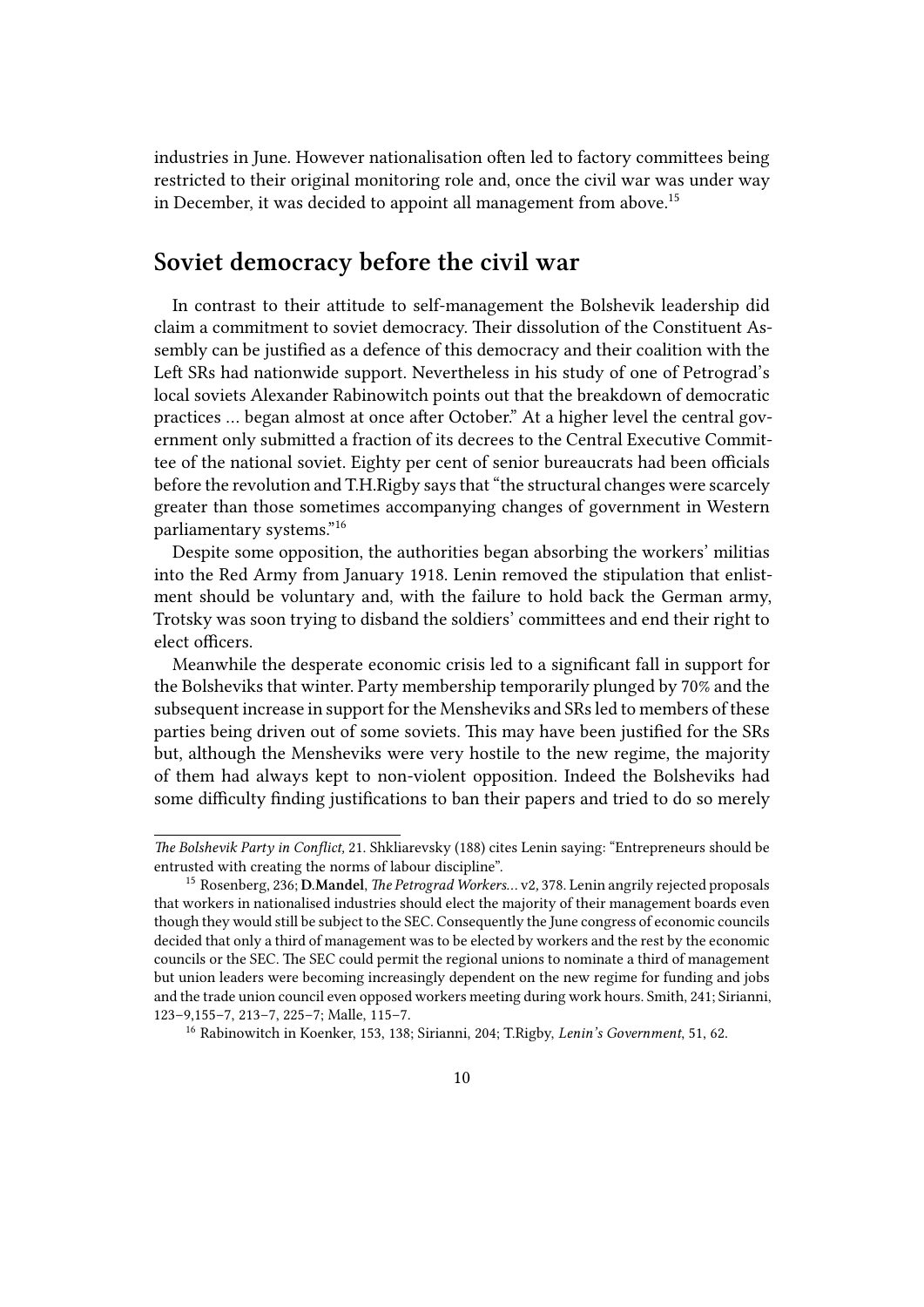industries in June. However nationalisation often led to factory committees being restricted to their original monitoring role and, once the civil war was under way in December, it was decided to appoint all management from above.[15]

## Soviet democracy before the civil war

In contrast to their attitude to self-management the Bolshevik leadership did claim a commitment to soviet democracy. Their dissolution of the Constituent Assembly can be justified as a defence of this democracy and their coalition with the Left SRs had nationwide support. Nevertheless in his study of one of Petrograd's local soviets Alexander Rabinowitch points out that the breakdown of democratic practices … began almost at once after October." At a higher level the central government only submitted a fraction of its decrees to the Central Executive Committee of the national soviet. Eighty per cent of senior bureaucrats had been officials before the revolution and T.H.Rigby says that "the structural changes were scarcely greater than those sometimes accompanying changes of government in Western parliamentary systems."[16]

Despite some opposition, the authorities began absorbing the workers' militias into the Red Army from January 1918. Lenin removed the stipulation that enlistment should be voluntary and, with the failure to hold back the German army, Trotsky was soon trying to disband the soldiers' committees and end their right to elect officers.

Meanwhile the desperate economic crisis led to a significant fall in support for the Bolsheviks that winter. Party membership temporarily plunged by 70% and the subsequent increase in support for the Mensheviks and SRs led to members of these parties being driven out of some soviets. This may have been justified for the SRs but, although the Mensheviks were very hostile to the new regime, the majority of them had always kept to non-violent opposition. Indeed the Bolsheviks had some difficulty finding justifications to ban their papers and tried to do so merely

---

*The Bolshevik Party in Conflict,* 21. Shkliarevsky (188) cites Lenin saying: "Entrepreneurs should be entrusted with creating the norms of labour discipline".

[15] Rosenberg, 236; **D.Mandel**, *The Petrograd Workers…* v2, 378. Lenin angrily rejected proposals that workers in nationalised industries should elect the majority of their management boards even though they would still be subject to the SEC. Consequently the June congress of economic councils decided that only a third of management was to be elected by workers and the rest by the economic councils or the SEC. The SEC could permit the regional unions to nominate a third of management but union leaders were becoming increasingly dependent on the new regime for funding and jobs and the trade union council even opposed workers meeting during work hours. Smith, 241; Sirianni, 123–9,155–7, 213–7, 225–7; Malle, 115–7.

[16] Rabinowitch in Koenker, 153, 138; Sirianni, 204; T.Rigby, *Lenin's Government*, 51, 62.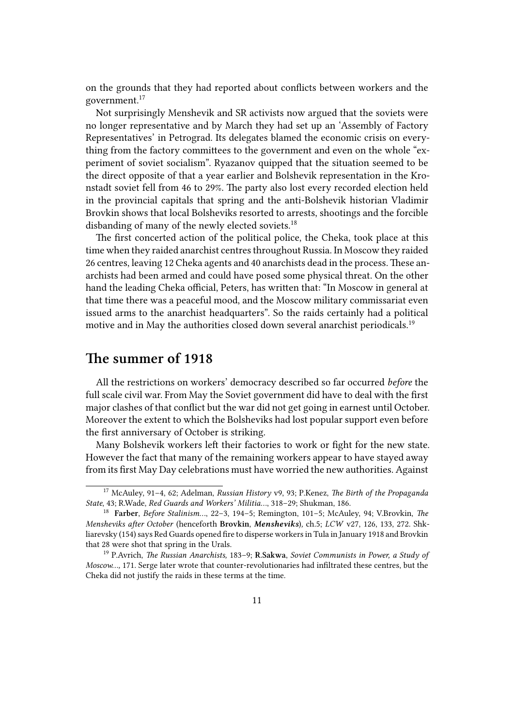on the grounds that they had reported about conflicts between workers and the government.[17]

Not surprisingly Menshevik and SR activists now argued that the soviets were no longer representative and by March they had set up an 'Assembly of Factory Representatives' in Petrograd. Its delegates blamed the economic crisis on everything from the factory committees to the government and even on the whole "experiment of soviet socialism". Ryazanov quipped that the situation seemed to be the direct opposite of that a year earlier and Bolshevik representation in the Kronstadt soviet fell from 46 to 29%. The party also lost every recorded election held in the provincial capitals that spring and the anti-Bolshevik historian Vladimir Brovkin shows that local Bolsheviks resorted to arrests, shootings and the forcible disbanding of many of the newly elected soviets.[18]

The first concerted action of the political police, the Cheka, took place at this time when they raided anarchist centres throughout Russia. In Moscow they raided 26 centres, leaving 12 Cheka agents and 40 anarchists dead in the process. These anarchists had been armed and could have posed some physical threat. On the other hand the leading Cheka official, Peters, has written that: "In Moscow in general at that time there was a peaceful mood, and the Moscow military commissariat even issued arms to the anarchist headquarters". So the raids certainly had a political motive and in May the authorities closed down several anarchist periodicals.[19]

## The summer of 1918

All the restrictions on workers' democracy described so far occurred *before* the full scale civil war. From May the Soviet government did have to deal with the first major clashes of that conflict but the war did not get going in earnest until October. Moreover the extent to which the Bolsheviks had lost popular support even before the first anniversary of October is striking.

Many Bolshevik workers left their factories to work or fight for the new state. However the fact that many of the remaining workers appear to have stayed away from its first May Day celebrations must have worried the new authorities. Against

---

[17] McAuley, 91–4, 62; Adelman, *Russian History* v9, 93; P.Kenez, *The Birth of the Propaganda State*, 43; R.Wade, *Red Guards and Workers' Militia…*, 318–29; Shukman, 186.

[18] **Farber**, *Before Stalinism…*, 22–3, 194–5; Remington, 101–5; McAuley, 94; V.Brovkin, *The Mensheviks after October* (henceforth **Brovkin**, ***Mensheviks***), ch.5; *LCW* v27, 126, 133, 272. Shkliarevsky (154) says Red Guards opened fire to disperse workers in Tula in January 1918 and Brovkin that 28 were shot that spring in the Urals.

[19] P.Avrich, *The Russian Anarchists,* 183–9; **R.Sakwa**, *Soviet Communists in Power, a Study of Moscow…,* 171. Serge later wrote that counter-revolutionaries had infiltrated these centres, but the Cheka did not justify the raids in these terms at the time.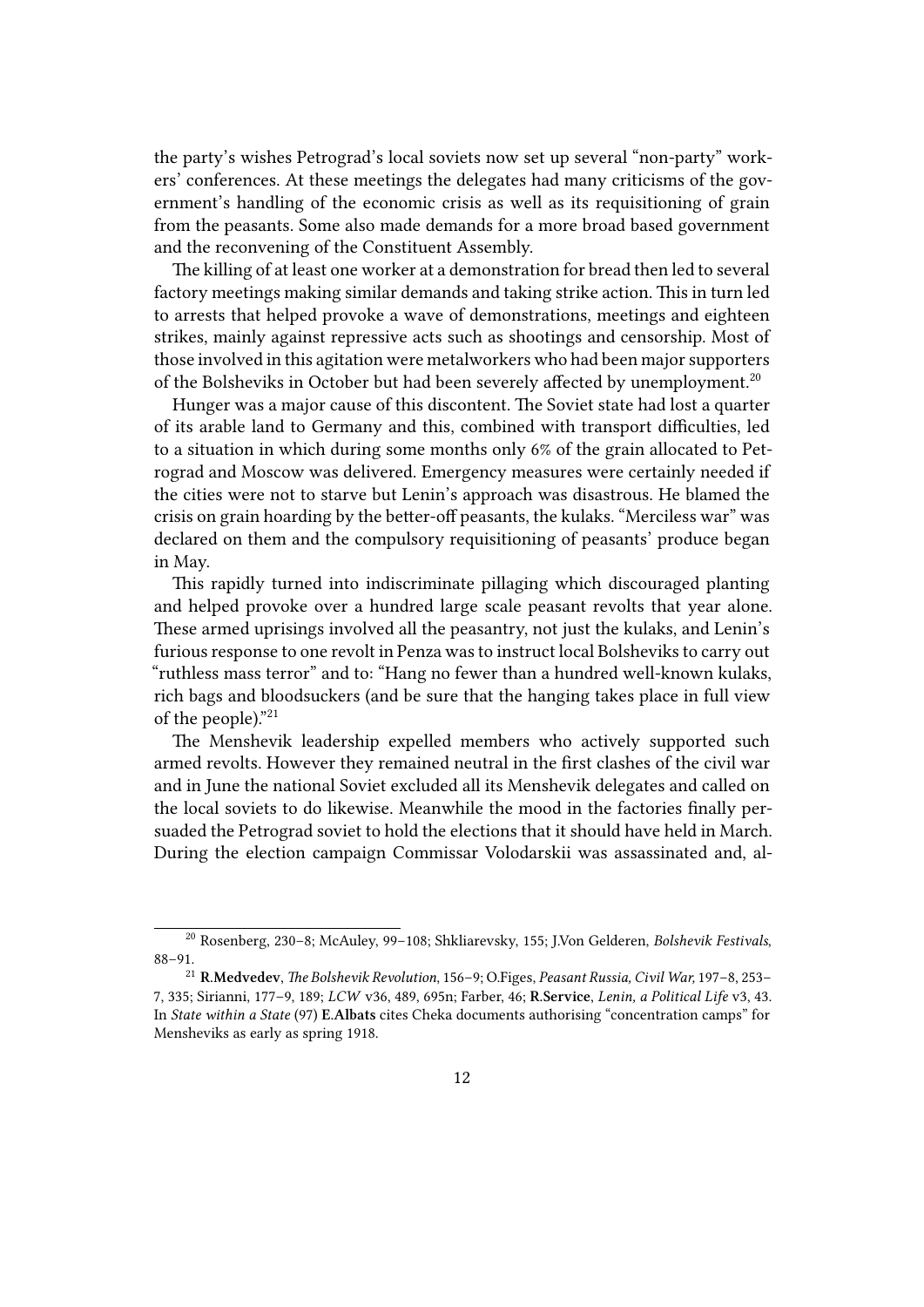the party's wishes Petrograd's local soviets now set up several "non-party" workers' conferences. At these meetings the delegates had many criticisms of the government's handling of the economic crisis as well as its requisitioning of grain from the peasants. Some also made demands for a more broad based government and the reconvening of the Constituent Assembly.

The killing of at least one worker at a demonstration for bread then led to several factory meetings making similar demands and taking strike action. This in turn led to arrests that helped provoke a wave of demonstrations, meetings and eighteen strikes, mainly against repressive acts such as shootings and censorship. Most of those involved in this agitation were metalworkers who had been major supporters of the Bolsheviks in October but had been severely affected by unemployment.[20]

Hunger was a major cause of this discontent. The Soviet state had lost a quarter of its arable land to Germany and this, combined with transport difficulties, led to a situation in which during some months only 6% of the grain allocated to Petrograd and Moscow was delivered. Emergency measures were certainly needed if the cities were not to starve but Lenin's approach was disastrous. He blamed the crisis on grain hoarding by the better-off peasants, the kulaks. "Merciless war" was declared on them and the compulsory requisitioning of peasants' produce began in May.

This rapidly turned into indiscriminate pillaging which discouraged planting and helped provoke over a hundred large scale peasant revolts that year alone. These armed uprisings involved all the peasantry, not just the kulaks, and Lenin's furious response to one revolt in Penza was to instruct local Bolsheviks to carry out "ruthless mass terror" and to: "Hang no fewer than a hundred well-known kulaks, rich bags and bloodsuckers (and be sure that the hanging takes place in full view of the people)."[21]

The Menshevik leadership expelled members who actively supported such armed revolts. However they remained neutral in the first clashes of the civil war and in June the national Soviet excluded all its Menshevik delegates and called on the local soviets to do likewise. Meanwhile the mood in the factories finally persuaded the Petrograd soviet to hold the elections that it should have held in March. During the election campaign Commissar Volodarskii was assassinated and, al-

---

[20] Rosenberg, 230–8; McAuley, 99–108; Shkliarevsky, 155; J.Von Gelderen, *Bolshevik Festivals*, 88–91.

[21] **R.Medvedev**, *The Bolshevik Revolution*, 156–9; O.Figes, *Peasant Russia, Civil War*, 197–8, 253–7, 335; Sirianni, 177–9, 189; *LCW* v36, 489, 695n; Farber, 46; **R.Service**, *Lenin, a Political Life* v3, 43. In *State within a State* (97) **E.Albats** cites Cheka documents authorising "concentration camps" for Mensheviks as early as spring 1918.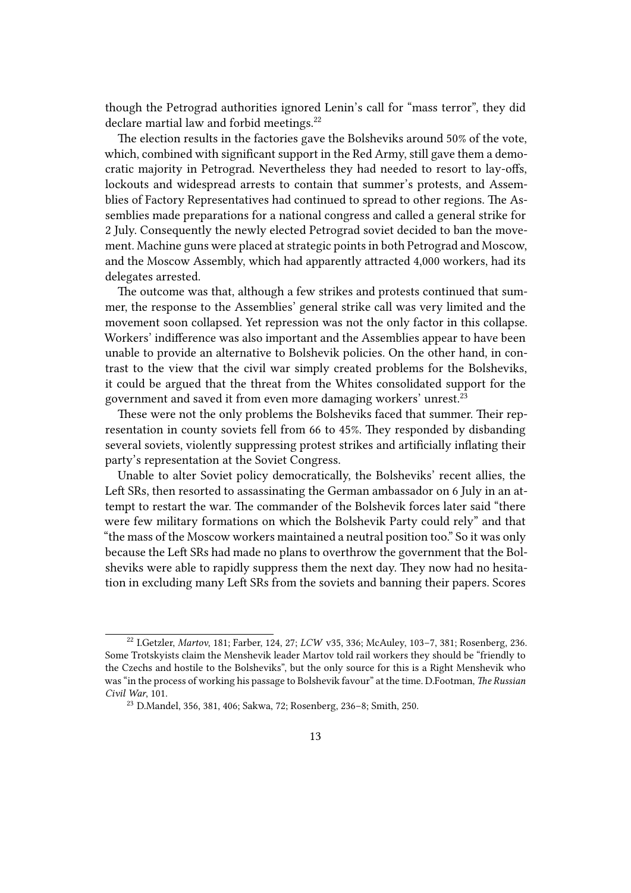though the Petrograd authorities ignored Lenin's call for "mass terror", they did declare martial law and forbid meetings.[22]

The election results in the factories gave the Bolsheviks around 50% of the vote, which, combined with significant support in the Red Army, still gave them a democratic majority in Petrograd. Nevertheless they had needed to resort to lay-offs, lockouts and widespread arrests to contain that summer's protests, and Assemblies of Factory Representatives had continued to spread to other regions. The Assemblies made preparations for a national congress and called a general strike for 2 July. Consequently the newly elected Petrograd soviet decided to ban the movement. Machine guns were placed at strategic points in both Petrograd and Moscow, and the Moscow Assembly, which had apparently attracted 4,000 workers, had its delegates arrested.

The outcome was that, although a few strikes and protests continued that summer, the response to the Assemblies' general strike call was very limited and the movement soon collapsed. Yet repression was not the only factor in this collapse. Workers' indifference was also important and the Assemblies appear to have been unable to provide an alternative to Bolshevik policies. On the other hand, in contrast to the view that the civil war simply created problems for the Bolsheviks, it could be argued that the threat from the Whites consolidated support for the government and saved it from even more damaging workers' unrest.[23]

These were not the only problems the Bolsheviks faced that summer. Their representation in county soviets fell from 66 to 45%. They responded by disbanding several soviets, violently suppressing protest strikes and artificially inflating their party's representation at the Soviet Congress.

Unable to alter Soviet policy democratically, the Bolsheviks' recent allies, the Left SRs, then resorted to assassinating the German ambassador on 6 July in an attempt to restart the war. The commander of the Bolshevik forces later said "there were few military formations on which the Bolshevik Party could rely" and that "the mass of the Moscow workers maintained a neutral position too." So it was only because the Left SRs had made no plans to overthrow the government that the Bolsheviks were able to rapidly suppress them the next day. They now had no hesitation in excluding many Left SRs from the soviets and banning their papers. Scores

---

[22] I.Getzler, *Martov*, 181; Farber, 124, 27; *LCW* v35, 336; McAuley, 103–7, 381; Rosenberg, 236. Some Trotskyists claim the Menshevik leader Martov told rail workers they should be "friendly to the Czechs and hostile to the Bolsheviks", but the only source for this is a Right Menshevik who was "in the process of working his passage to Bolshevik favour" at the time. D.Footman, *The Russian Civil War*, 101.

[23] D.Mandel, 356, 381, 406; Sakwa, 72; Rosenberg, 236–8; Smith, 250.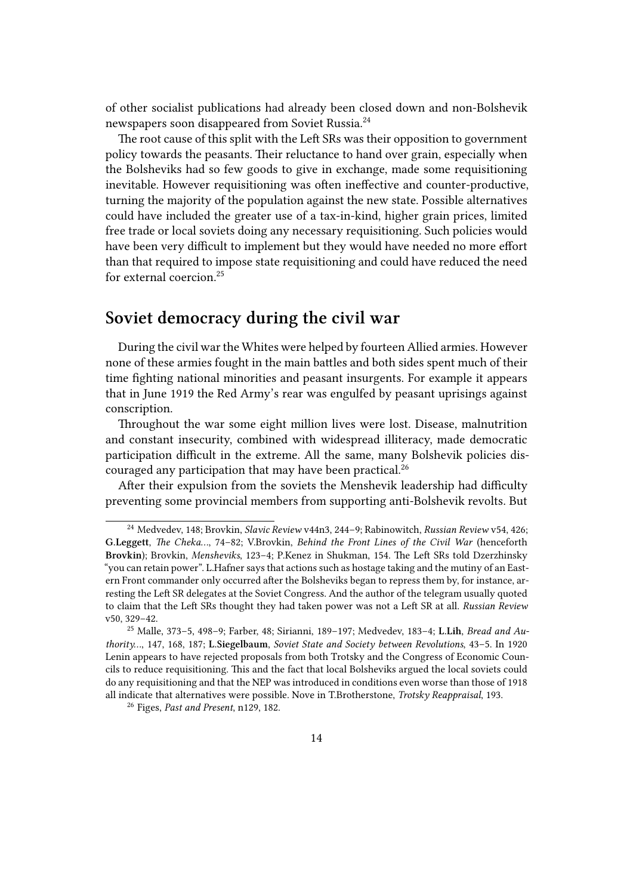of other socialist publications had already been closed down and non-Bolshevik newspapers soon disappeared from Soviet Russia.[24]

The root cause of this split with the Left SRs was their opposition to government policy towards the peasants. Their reluctance to hand over grain, especially when the Bolsheviks had so few goods to give in exchange, made some requisitioning inevitable. However requisitioning was often ineffective and counter-productive, turning the majority of the population against the new state. Possible alternatives could have included the greater use of a tax-in-kind, higher grain prices, limited free trade or local soviets doing any necessary requisitioning. Such policies would have been very difficult to implement but they would have needed no more effort than that required to impose state requisitioning and could have reduced the need for external coercion.[25]

## Soviet democracy during the civil war

During the civil war the Whites were helped by fourteen Allied armies. However none of these armies fought in the main battles and both sides spent much of their time fighting national minorities and peasant insurgents. For example it appears that in June 1919 the Red Army's rear was engulfed by peasant uprisings against conscription.

Throughout the war some eight million lives were lost. Disease, malnutrition and constant insecurity, combined with widespread illiteracy, made democratic participation difficult in the extreme. All the same, many Bolshevik policies discouraged any participation that may have been practical.[26]

After their expulsion from the soviets the Menshevik leadership had difficulty preventing some provincial members from supporting anti-Bolshevik revolts. But

---

[24] Medvedev, 148; Brovkin, *Slavic Review* v44n3, 244–9; Rabinowitch, *Russian Review* v54, 426; **G.Leggett**, *The Cheka…*, 74–82; V.Brovkin, *Behind the Front Lines of the Civil War* (henceforth **Brovkin**); Brovkin, *Mensheviks*, 123–4; P.Kenez in Shukman, 154. The Left SRs told Dzerzhinsky "you can retain power". L.Hafner says that actions such as hostage taking and the mutiny of an Eastern Front commander only occurred after the Bolsheviks began to repress them by, for instance, arresting the Left SR delegates at the Soviet Congress. And the author of the telegram usually quoted to claim that the Left SRs thought they had taken power was not a Left SR at all. *Russian Review* v50, 329–42.

[25] Malle, 373–5, 498–9; Farber, 48; Sirianni, 189–197; Medvedev, 183–4; **L.Lih**, *Bread and Authority…*, 147, 168, 187; **L.Siegelbaum**, *Soviet State and Society between Revolutions*, 43–5. In 1920 Lenin appears to have rejected proposals from both Trotsky and the Congress of Economic Councils to reduce requisitioning. This and the fact that local Bolsheviks argued the local soviets could do any requisitioning and that the NEP was introduced in conditions even worse than those of 1918 all indicate that alternatives were possible. Nove in T.Brotherstone, *Trotsky Reappraisal*, 193.

[26] Figes, *Past and Present*, n129, 182.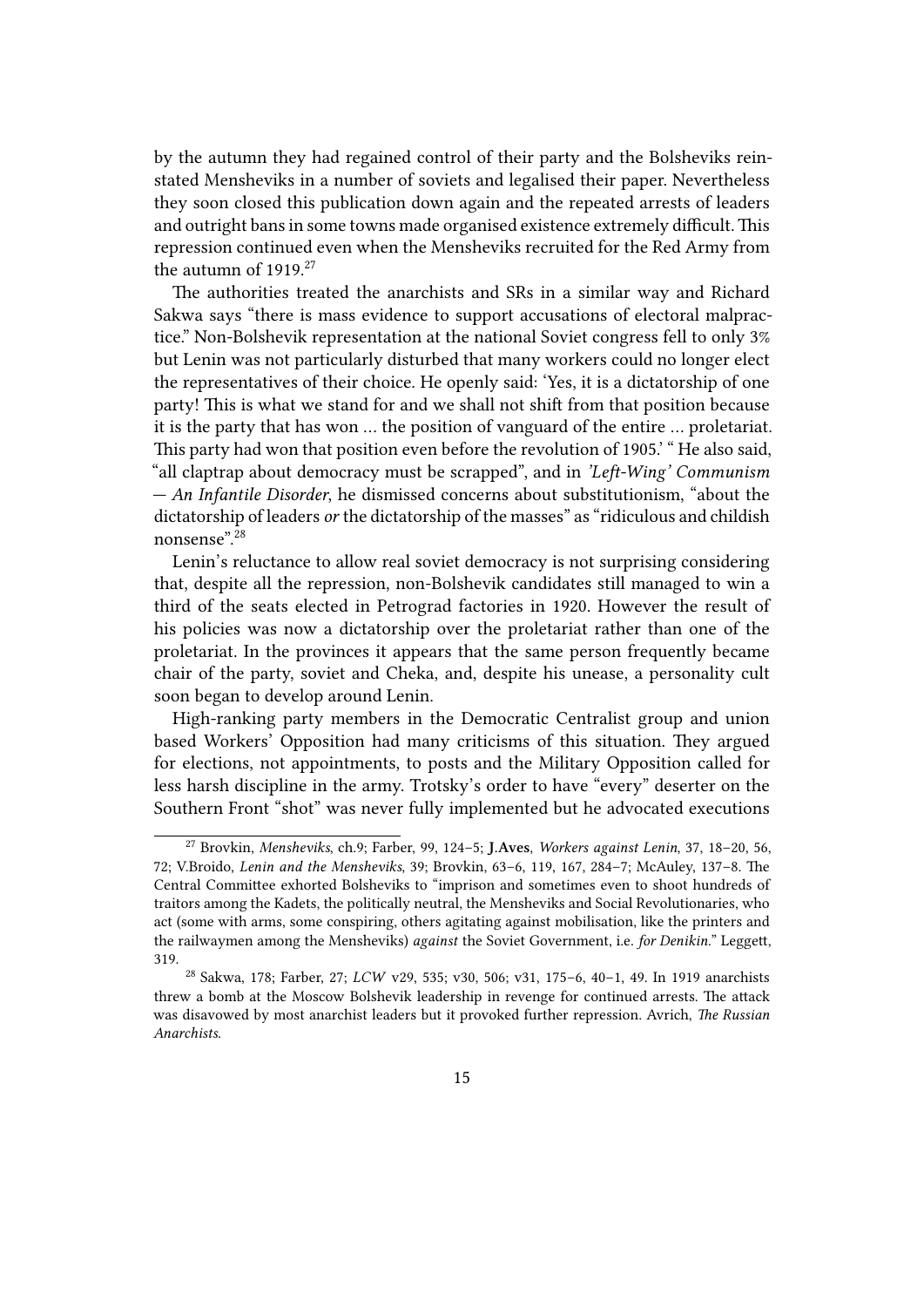by the autumn they had regained control of their party and the Bolsheviks reinstated Mensheviks in a number of soviets and legalised their paper. Nevertheless they soon closed this publication down again and the repeated arrests of leaders and outright bans in some towns made organised existence extremely difficult. This repression continued even when the Mensheviks recruited for the Red Army from the autumn of 1919.[27]

The authorities treated the anarchists and SRs in a similar way and Richard Sakwa says "there is mass evidence to support accusations of electoral malpractice." Non-Bolshevik representation at the national Soviet congress fell to only 3% but Lenin was not particularly disturbed that many workers could no longer elect the representatives of their choice. He openly said: 'Yes, it is a dictatorship of one party! This is what we stand for and we shall not shift from that position because it is the party that has won … the position of vanguard of the entire … proletariat. This party had won that position even before the revolution of 1905.' " He also said, "all claptrap about democracy must be scrapped", and in *'Left-Wing' Communism — An Infantile Disorder*, he dismissed concerns about substitutionism, "about the dictatorship of leaders *or* the dictatorship of the masses" as "ridiculous and childish nonsense".[28]

Lenin's reluctance to allow real soviet democracy is not surprising considering that, despite all the repression, non-Bolshevik candidates still managed to win a third of the seats elected in Petrograd factories in 1920. However the result of his policies was now a dictatorship over the proletariat rather than one of the proletariat. In the provinces it appears that the same person frequently became chair of the party, soviet and Cheka, and, despite his unease, a personality cult soon began to develop around Lenin.

High-ranking party members in the Democratic Centralist group and union based Workers' Opposition had many criticisms of this situation. They argued for elections, not appointments, to posts and the Military Opposition called for less harsh discipline in the army. Trotsky's order to have "every" deserter on the Southern Front "shot" was never fully implemented but he advocated executions

---

[27] Brovkin, *Mensheviks*, ch.9; Farber, 99, 124–5; **J.Aves**, *Workers against Lenin*, 37, 18–20, 56, 72; V.Broido, *Lenin and the Mensheviks*, 39; Brovkin, 63–6, 119, 167, 284–7; McAuley, 137–8. The Central Committee exhorted Bolsheviks to "imprison and sometimes even to shoot hundreds of traitors among the Kadets, the politically neutral, the Mensheviks and Social Revolutionaries, who act (some with arms, some conspiring, others agitating against mobilisation, like the printers and the railwaymen among the Mensheviks) *against* the Soviet Government, i.e. *for Denikin*." Leggett, 319.

[28] Sakwa, 178; Farber, 27; *LCW* v29, 535; v30, 506; v31, 175–6, 40–1, 49. In 1919 anarchists threw a bomb at the Moscow Bolshevik leadership in revenge for continued arrests. The attack was disavowed by most anarchist leaders but it provoked further repression. Avrich, *The Russian Anarchists*.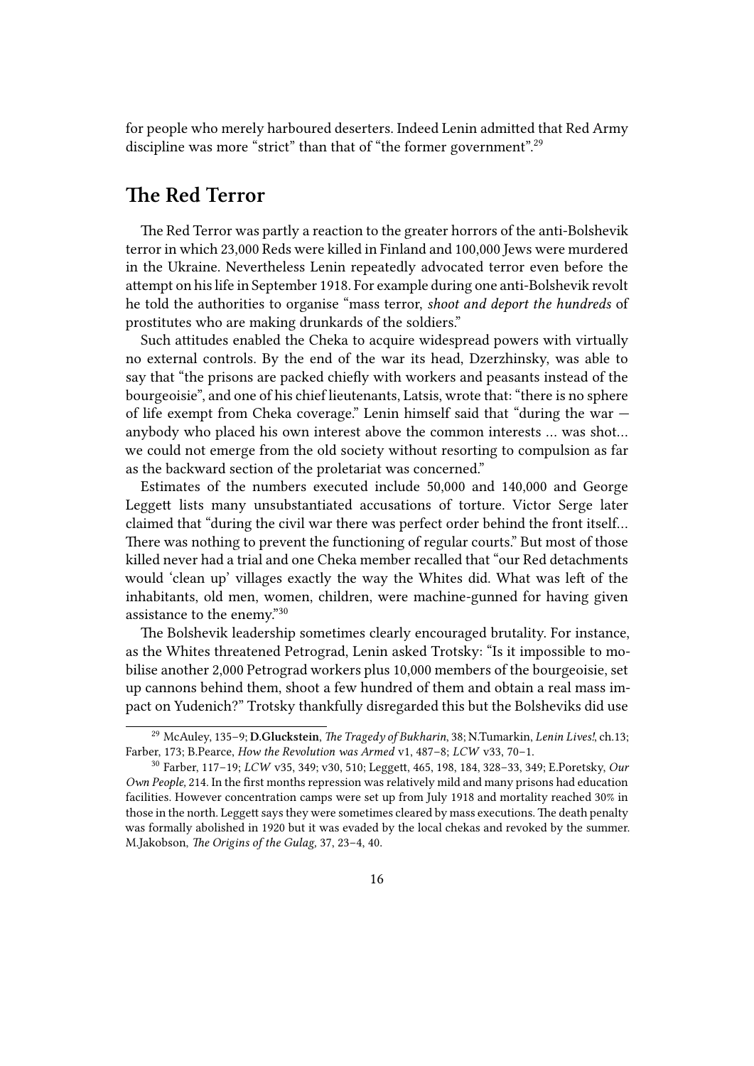for people who merely harboured deserters. Indeed Lenin admitted that Red Army discipline was more "strict" than that of "the former government".[29]

## The Red Terror

The Red Terror was partly a reaction to the greater horrors of the anti-Bolshevik terror in which 23,000 Reds were killed in Finland and 100,000 Jews were murdered in the Ukraine. Nevertheless Lenin repeatedly advocated terror even before the attempt on his life in September 1918. For example during one anti-Bolshevik revolt he told the authorities to organise "mass terror, *shoot and deport the hundreds* of prostitutes who are making drunkards of the soldiers."

Such attitudes enabled the Cheka to acquire widespread powers with virtually no external controls. By the end of the war its head, Dzerzhinsky, was able to say that "the prisons are packed chiefly with workers and peasants instead of the bourgeoisie", and one of his chief lieutenants, Latsis, wrote that: "there is no sphere of life exempt from Cheka coverage." Lenin himself said that "during the war — anybody who placed his own interest above the common interests … was shot… we could not emerge from the old society without resorting to compulsion as far as the backward section of the proletariat was concerned."

Estimates of the numbers executed include 50,000 and 140,000 and George Leggett lists many unsubstantiated accusations of torture. Victor Serge later claimed that "during the civil war there was perfect order behind the front itself… There was nothing to prevent the functioning of regular courts." But most of those killed never had a trial and one Cheka member recalled that "our Red detachments would 'clean up' villages exactly the way the Whites did. What was left of the inhabitants, old men, women, children, were machine-gunned for having given assistance to the enemy."[30]

The Bolshevik leadership sometimes clearly encouraged brutality. For instance, as the Whites threatened Petrograd, Lenin asked Trotsky: "Is it impossible to mobilise another 2,000 Petrograd workers plus 10,000 members of the bourgeoisie, set up cannons behind them, shoot a few hundred of them and obtain a real mass impact on Yudenich?" Trotsky thankfully disregarded this but the Bolsheviks did use

---

[29] McAuley, 135–9; **D.Gluckstein**, *The Tragedy of Bukharin*, 38; N.Tumarkin, *Lenin Lives!*, ch.13; Farber, 173; B.Pearce, *How the Revolution was Armed* v1, 487–8; *LCW* v33, 70–1.

[30] Farber, 117–19; *LCW* v35, 349; v30, 510; Leggett, 465, 198, 184, 328–33, 349; E.Poretsky, *Our Own People,* 214. In the first months repression was relatively mild and many prisons had education facilities. However concentration camps were set up from July 1918 and mortality reached 30% in those in the north. Leggett says they were sometimes cleared by mass executions. The death penalty was formally abolished in 1920 but it was evaded by the local chekas and revoked by the summer. M.Jakobson, *The Origins of the Gulag,* 37, 23–4, 40.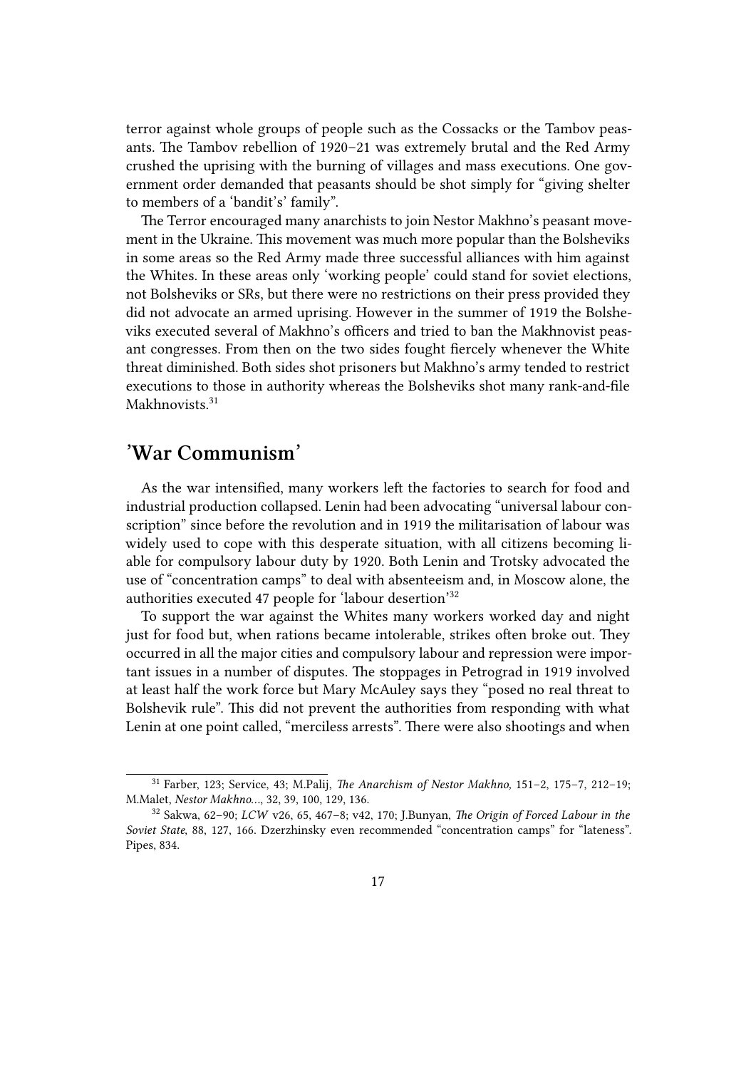terror against whole groups of people such as the Cossacks or the Tambov peasants. The Tambov rebellion of 1920–21 was extremely brutal and the Red Army crushed the uprising with the burning of villages and mass executions. One government order demanded that peasants should be shot simply for "giving shelter to members of a 'bandit's' family".

The Terror encouraged many anarchists to join Nestor Makhno's peasant movement in the Ukraine. This movement was much more popular than the Bolsheviks in some areas so the Red Army made three successful alliances with him against the Whites. In these areas only 'working people' could stand for soviet elections, not Bolsheviks or SRs, but there were no restrictions on their press provided they did not advocate an armed uprising. However in the summer of 1919 the Bolsheviks executed several of Makhno's officers and tried to ban the Makhnovist peasant congresses. From then on the two sides fought fiercely whenever the White threat diminished. Both sides shot prisoners but Makhno's army tended to restrict executions to those in authority whereas the Bolsheviks shot many rank-and-file Makhnovists.[31]

## 'War Communism'

As the war intensified, many workers left the factories to search for food and industrial production collapsed. Lenin had been advocating "universal labour conscription" since before the revolution and in 1919 the militarisation of labour was widely used to cope with this desperate situation, with all citizens becoming liable for compulsory labour duty by 1920. Both Lenin and Trotsky advocated the use of "concentration camps" to deal with absenteeism and, in Moscow alone, the authorities executed 47 people for 'labour desertion'[32]

To support the war against the Whites many workers worked day and night just for food but, when rations became intolerable, strikes often broke out. They occurred in all the major cities and compulsory labour and repression were important issues in a number of disputes. The stoppages in Petrograd in 1919 involved at least half the work force but Mary McAuley says they "posed no real threat to Bolshevik rule". This did not prevent the authorities from responding with what Lenin at one point called, "merciless arrests". There were also shootings and when

---

[31] Farber, 123; Service, 43; M.Palij, *The Anarchism of Nestor Makhno*, 151–2, 175–7, 212–19; M.Malet, *Nestor Makhno…*, 32, 39, 100, 129, 136.

[32] Sakwa, 62–90; *LCW* v26, 65, 467–8; v42, 170; J.Bunyan, *The Origin of Forced Labour in the Soviet State*, 88, 127, 166. Dzerzhinsky even recommended "concentration camps" for "lateness". Pipes, 834.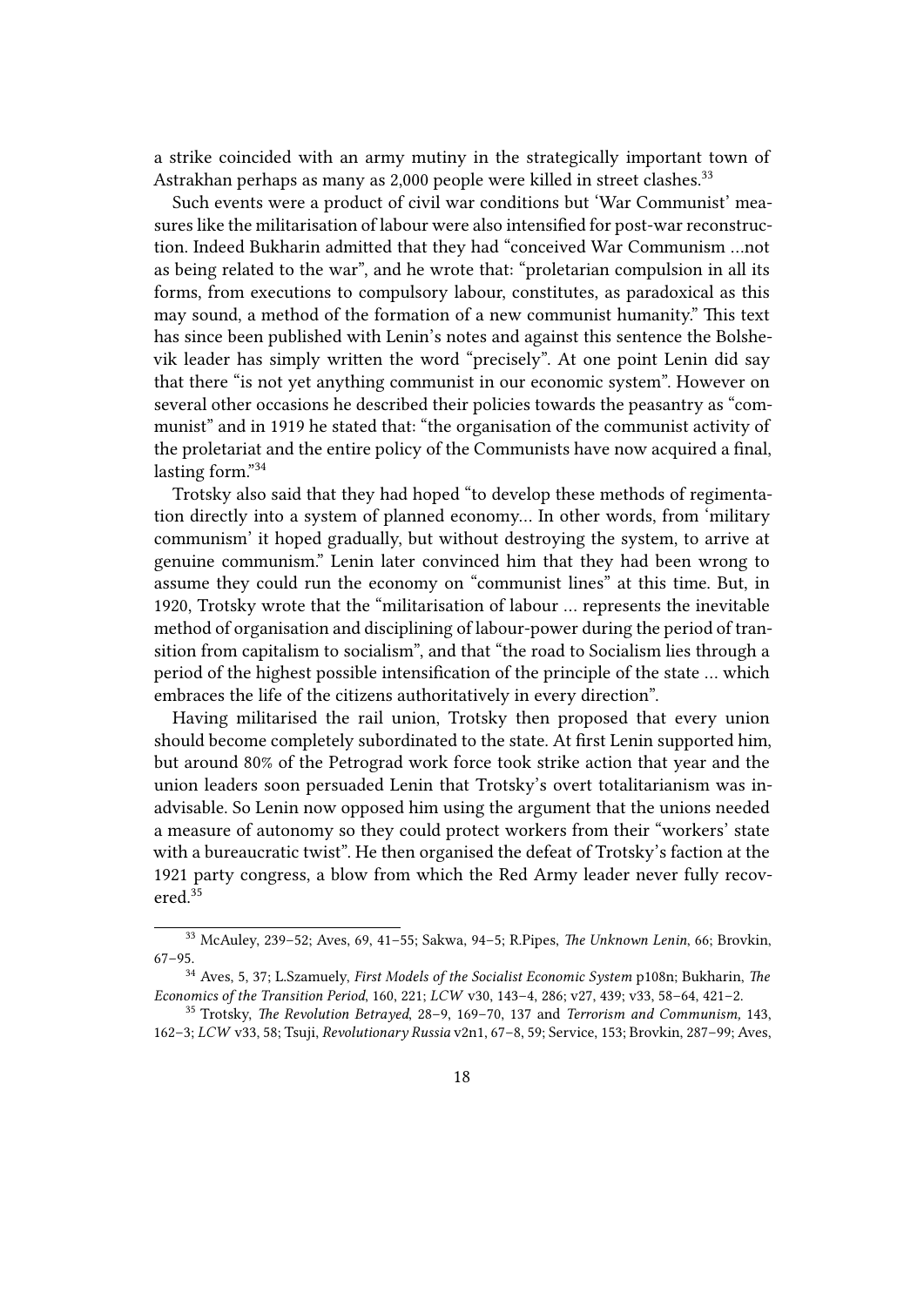a strike coincided with an army mutiny in the strategically important town of Astrakhan perhaps as many as 2,000 people were killed in street clashes.[33]

Such events were a product of civil war conditions but 'War Communist' measures like the militarisation of labour were also intensified for post-war reconstruction. Indeed Bukharin admitted that they had "conceived War Communism …not as being related to the war", and he wrote that: "proletarian compulsion in all its forms, from executions to compulsory labour, constitutes, as paradoxical as this may sound, a method of the formation of a new communist humanity." This text has since been published with Lenin's notes and against this sentence the Bolshevik leader has simply written the word "precisely". At one point Lenin did say that there "is not yet anything communist in our economic system". However on several other occasions he described their policies towards the peasantry as "communist" and in 1919 he stated that: "the organisation of the communist activity of the proletariat and the entire policy of the Communists have now acquired a final, lasting form."[34]

Trotsky also said that they had hoped "to develop these methods of regimentation directly into a system of planned economy… In other words, from 'military communism' it hoped gradually, but without destroying the system, to arrive at genuine communism." Lenin later convinced him that they had been wrong to assume they could run the economy on "communist lines" at this time. But, in 1920, Trotsky wrote that the "militarisation of labour … represents the inevitable method of organisation and disciplining of labour-power during the period of transition from capitalism to socialism", and that "the road to Socialism lies through a period of the highest possible intensification of the principle of the state … which embraces the life of the citizens authoritatively in every direction".

Having militarised the rail union, Trotsky then proposed that every union should become completely subordinated to the state. At first Lenin supported him, but around 80% of the Petrograd work force took strike action that year and the union leaders soon persuaded Lenin that Trotsky's overt totalitarianism was inadvisable. So Lenin now opposed him using the argument that the unions needed a measure of autonomy so they could protect workers from their "workers' state with a bureaucratic twist". He then organised the defeat of Trotsky's faction at the 1921 party congress, a blow from which the Red Army leader never fully recovered.[35]

---

[33] McAuley, 239–52; Aves, 69, 41–55; Sakwa, 94–5; R.Pipes, *The Unknown Lenin*, 66; Brovkin, 67–95.

[34] Aves, 5, 37; L.Szamuely, *First Models of the Socialist Economic System* p108n; Bukharin, *The Economics of the Transition Period*, 160, 221; *LCW* v30, 143–4, 286; v27, 439; v33, 58–64, 421–2.

[35] Trotsky, *The Revolution Betrayed*, 28–9, 169–70, 137 and *Terrorism and Communism*, 143, 162–3; *LCW* v33, 58; Tsuji, *Revolutionary Russia* v2n1, 67–8, 59; Service, 153; Brovkin, 287–99; Aves,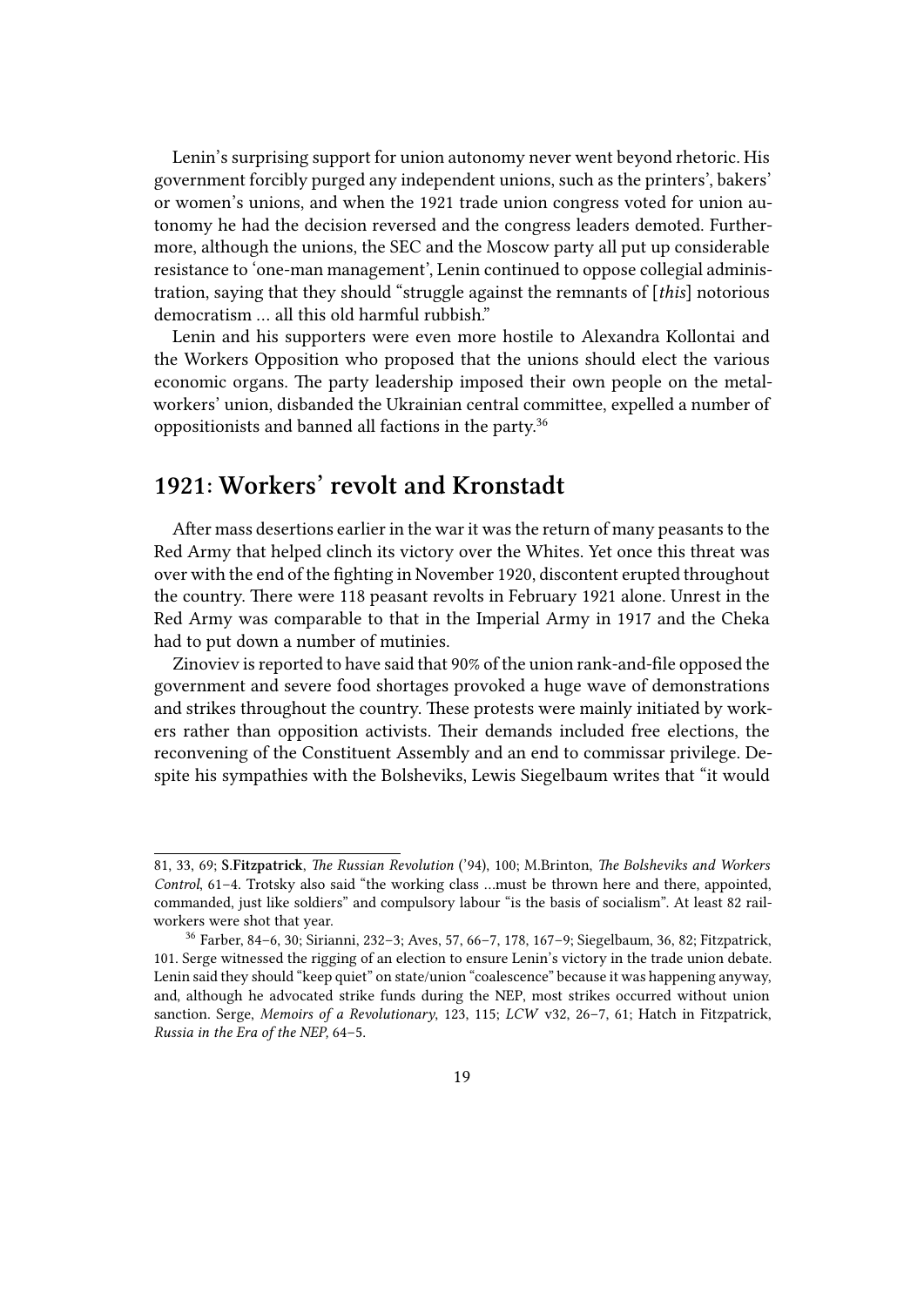Lenin's surprising support for union autonomy never went beyond rhetoric. His government forcibly purged any independent unions, such as the printers', bakers' or women's unions, and when the 1921 trade union congress voted for union autonomy he had the decision reversed and the congress leaders demoted. Furthermore, although the unions, the SEC and the Moscow party all put up considerable resistance to 'one-man management', Lenin continued to oppose collegial administration, saying that they should "struggle against the remnants of [*this*] notorious democratism … all this old harmful rubbish."

Lenin and his supporters were even more hostile to Alexandra Kollontai and the Workers Opposition who proposed that the unions should elect the various economic organs. The party leadership imposed their own people on the metalworkers' union, disbanded the Ukrainian central committee, expelled a number of oppositionists and banned all factions in the party.[36]

## 1921: Workers' revolt and Kronstadt

After mass desertions earlier in the war it was the return of many peasants to the Red Army that helped clinch its victory over the Whites. Yet once this threat was over with the end of the fighting in November 1920, discontent erupted throughout the country. There were 118 peasant revolts in February 1921 alone. Unrest in the Red Army was comparable to that in the Imperial Army in 1917 and the Cheka had to put down a number of mutinies.

Zinoviev is reported to have said that 90% of the union rank-and-file opposed the government and severe food shortages provoked a huge wave of demonstrations and strikes throughout the country. These protests were mainly initiated by workers rather than opposition activists. Their demands included free elections, the reconvening of the Constituent Assembly and an end to commissar privilege. Despite his sympathies with the Bolsheviks, Lewis Siegelbaum writes that "it would

---

81, 33, 69; **S.Fitzpatrick**, *The Russian Revolution* ('94), 100; M.Brinton, *The Bolsheviks and Workers Control*, 61–4. Trotsky also said "the working class …must be thrown here and there, appointed, commanded, just like soldiers" and compulsory labour "is the basis of socialism". At least 82 railworkers were shot that year.

[36] Farber, 84–6, 30; Sirianni, 232–3; Aves, 57, 66–7, 178, 167–9; Siegelbaum, 36, 82; Fitzpatrick, 101. Serge witnessed the rigging of an election to ensure Lenin's victory in the trade union debate. Lenin said they should "keep quiet" on state/union "coalescence" because it was happening anyway, and, although he advocated strike funds during the NEP, most strikes occurred without union sanction. Serge, *Memoirs of a Revolutionary*, 123, 115; *LCW* v32, 26–7, 61; Hatch in Fitzpatrick, *Russia in the Era of the NEP*, 64–5.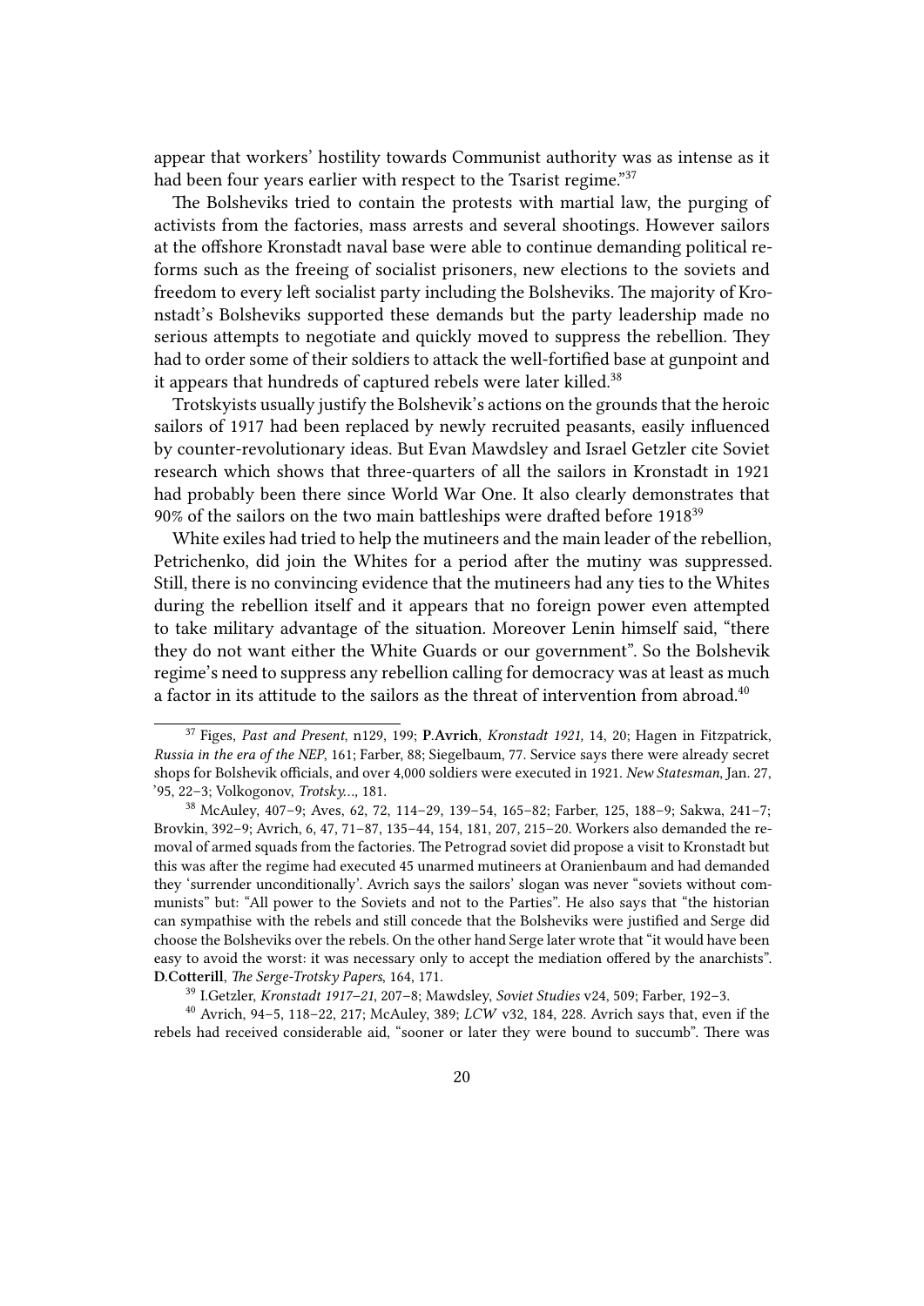appear that workers' hostility towards Communist authority was as intense as it had been four years earlier with respect to the Tsarist regime."[37]

The Bolsheviks tried to contain the protests with martial law, the purging of activists from the factories, mass arrests and several shootings. However sailors at the offshore Kronstadt naval base were able to continue demanding political reforms such as the freeing of socialist prisoners, new elections to the soviets and freedom to every left socialist party including the Bolsheviks. The majority of Kronstadt's Bolsheviks supported these demands but the party leadership made no serious attempts to negotiate and quickly moved to suppress the rebellion. They had to order some of their soldiers to attack the well-fortified base at gunpoint and it appears that hundreds of captured rebels were later killed.[38]

Trotskyists usually justify the Bolshevik's actions on the grounds that the heroic sailors of 1917 had been replaced by newly recruited peasants, easily influenced by counter-revolutionary ideas. But Evan Mawdsley and Israel Getzler cite Soviet research which shows that three-quarters of all the sailors in Kronstadt in 1921 had probably been there since World War One. It also clearly demonstrates that 90% of the sailors on the two main battleships were drafted before 1918[39]

White exiles had tried to help the mutineers and the main leader of the rebellion, Petrichenko, did join the Whites for a period after the mutiny was suppressed. Still, there is no convincing evidence that the mutineers had any ties to the Whites during the rebellion itself and it appears that no foreign power even attempted to take military advantage of the situation. Moreover Lenin himself said, "there they do not want either the White Guards or our government". So the Bolshevik regime's need to suppress any rebellion calling for democracy was at least as much a factor in its attitude to the sailors as the threat of intervention from abroad.[40]

---

[37] Figes, *Past and Present*, n129, 199; **P.Avrich**, *Kronstadt 1921,* 14, 20; Hagen in Fitzpatrick, *Russia in the era of the NEP*, 161; Farber, 88; Siegelbaum, 77. Service says there were already secret shops for Bolshevik officials, and over 4,000 soldiers were executed in 1921. *New Statesman*, Jan. 27, '95, 22–3; Volkogonov, *Trotsky...,* 181.

[38] McAuley, 407–9; Aves, 62, 72, 114–29, 139–54, 165–82; Farber, 125, 188–9; Sakwa, 241–7; Brovkin, 392–9; Avrich, 6, 47, 71–87, 135–44, 154, 181, 207, 215–20. Workers also demanded the removal of armed squads from the factories. The Petrograd soviet did propose a visit to Kronstadt but this was after the regime had executed 45 unarmed mutineers at Oranienbaum and had demanded they 'surrender unconditionally'. Avrich says the sailors' slogan was never "soviets without communists" but: "All power to the Soviets and not to the Parties". He also says that "the historian can sympathise with the rebels and still concede that the Bolsheviks were justified and Serge did choose the Bolsheviks over the rebels. On the other hand Serge later wrote that "it would have been easy to avoid the worst: it was necessary only to accept the mediation offered by the anarchists". **D.Cotterill**, *The Serge-Trotsky Papers*, 164, 171.

[39] I.Getzler, *Kronstadt 1917–21*, 207–8; Mawdsley, *Soviet Studies* v24, 509; Farber, 192–3.

[40] Avrich, 94–5, 118–22, 217; McAuley, 389; *LCW* v32, 184, 228. Avrich says that, even if the rebels had received considerable aid, "sooner or later they were bound to succumb". There was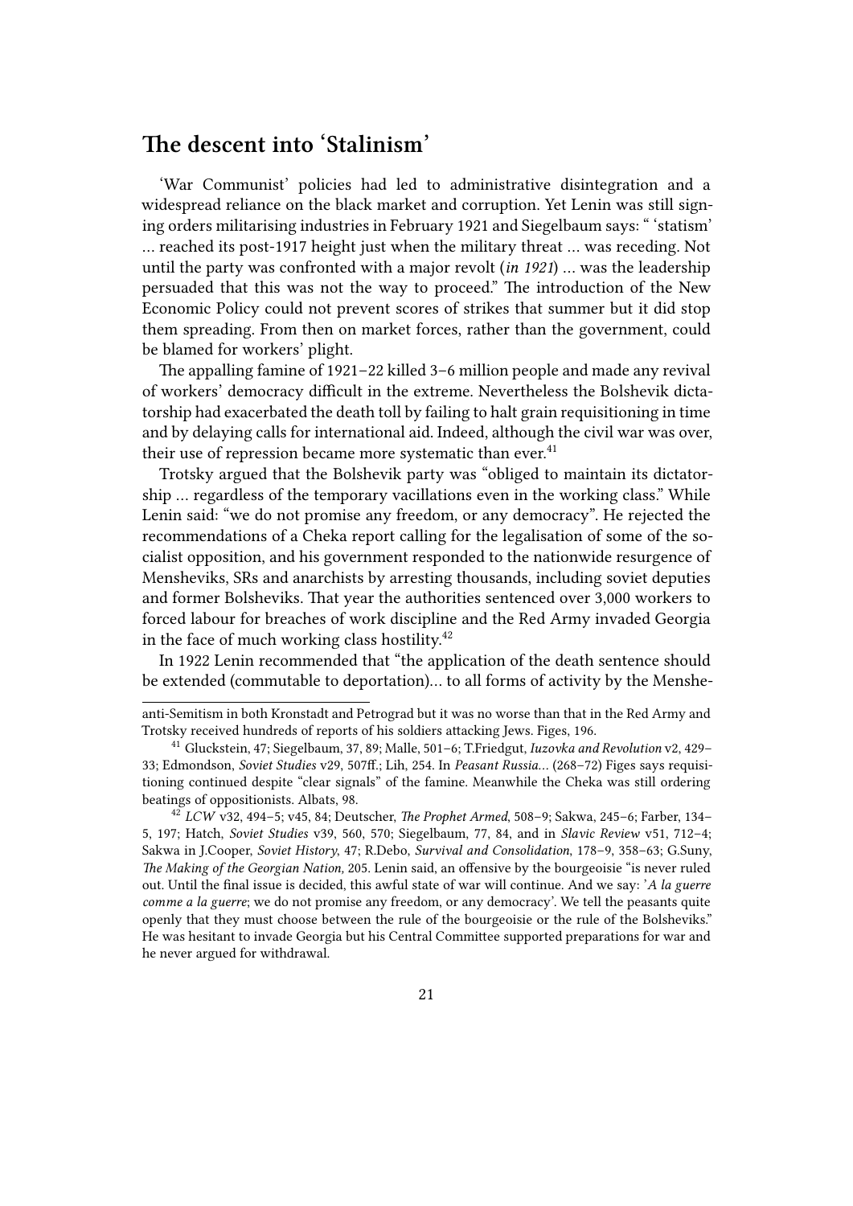## The descent into 'Stalinism'

'War Communist' policies had led to administrative disintegration and a widespread reliance on the black market and corruption. Yet Lenin was still signing orders militarising industries in February 1921 and Siegelbaum says: " 'statism' … reached its post-1917 height just when the military threat … was receding. Not until the party was confronted with a major revolt (*in 1921*) … was the leadership persuaded that this was not the way to proceed." The introduction of the New Economic Policy could not prevent scores of strikes that summer but it did stop them spreading. From then on market forces, rather than the government, could be blamed for workers' plight.

The appalling famine of 1921–22 killed 3–6 million people and made any revival of workers' democracy difficult in the extreme. Nevertheless the Bolshevik dictatorship had exacerbated the death toll by failing to halt grain requisitioning in time and by delaying calls for international aid. Indeed, although the civil war was over, their use of repression became more systematic than ever.[41]

Trotsky argued that the Bolshevik party was "obliged to maintain its dictatorship … regardless of the temporary vacillations even in the working class." While Lenin said: "we do not promise any freedom, or any democracy". He rejected the recommendations of a Cheka report calling for the legalisation of some of the socialist opposition, and his government responded to the nationwide resurgence of Mensheviks, SRs and anarchists by arresting thousands, including soviet deputies and former Bolsheviks. That year the authorities sentenced over 3,000 workers to forced labour for breaches of work discipline and the Red Army invaded Georgia in the face of much working class hostility.[42]

In 1922 Lenin recommended that "the application of the death sentence should be extended (commutable to deportation)… to all forms of activity by the Menshe-

---

anti-Semitism in both Kronstadt and Petrograd but it was no worse than that in the Red Army and Trotsky received hundreds of reports of his soldiers attacking Jews. Figes, 196.

[41] Gluckstein, 47; Siegelbaum, 37, 89; Malle, 501–6; T.Friedgut, *Iuzovka and Revolution* v2, 429–33; Edmondson, *Soviet Studies* v29, 507ff.; Lih, 254. In *Peasant Russia…* (268–72) Figes says requisitioning continued despite "clear signals" of the famine. Meanwhile the Cheka was still ordering beatings of oppositionists. Albats, 98.

[42] *LCW* v32, 494–5; v45, 84; Deutscher, *The Prophet Armed*, 508–9; Sakwa, 245–6; Farber, 134–5, 197; Hatch, *Soviet Studies* v39, 560, 570; Siegelbaum, 77, 84, and in *Slavic Review* v51, 712–4; Sakwa in J.Cooper, *Soviet History*, 47; R.Debo, *Survival and Consolidation*, 178–9, 358–63; G.Suny, *The Making of the Georgian Nation,* 205. Lenin said, an offensive by the bourgeoisie "is never ruled out. Until the final issue is decided, this awful state of war will continue. And we say: '*A la guerre comme a la guerre*; we do not promise any freedom, or any democracy'. We tell the peasants quite openly that they must choose between the rule of the bourgeoisie or the rule of the Bolsheviks." He was hesitant to invade Georgia but his Central Committee supported preparations for war and he never argued for withdrawal.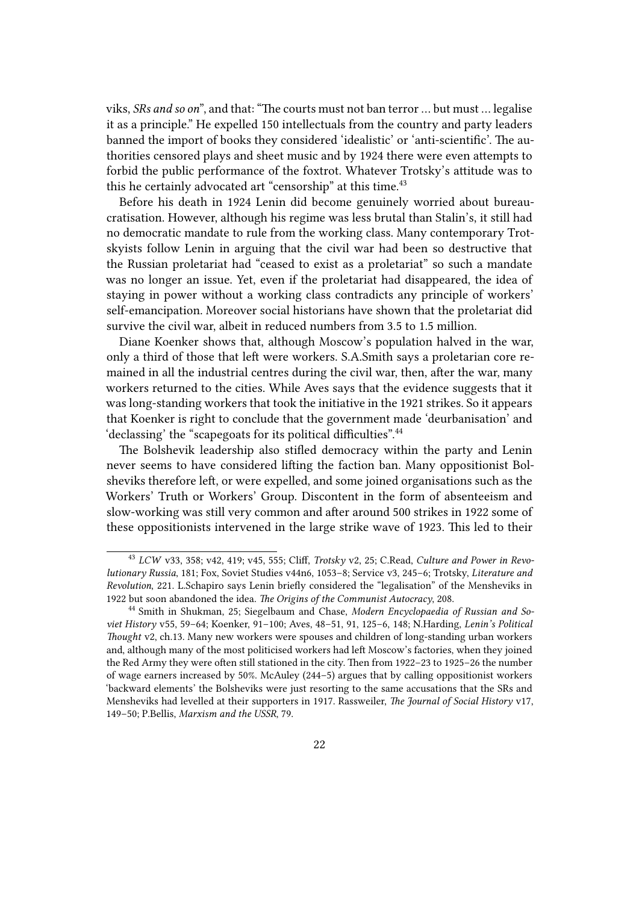viks, *SRs and so on*", and that: "The courts must not ban terror … but must … legalise it as a principle." He expelled 150 intellectuals from the country and party leaders banned the import of books they considered 'idealistic' or 'anti-scientific'. The authorities censored plays and sheet music and by 1924 there were even attempts to forbid the public performance of the foxtrot. Whatever Trotsky's attitude was to this he certainly advocated art "censorship" at this time.[43]

Before his death in 1924 Lenin did become genuinely worried about bureaucratisation. However, although his regime was less brutal than Stalin's, it still had no democratic mandate to rule from the working class. Many contemporary Trotskyists follow Lenin in arguing that the civil war had been so destructive that the Russian proletariat had "ceased to exist as a proletariat" so such a mandate was no longer an issue. Yet, even if the proletariat had disappeared, the idea of staying in power without a working class contradicts any principle of workers' self-emancipation. Moreover social historians have shown that the proletariat did survive the civil war, albeit in reduced numbers from 3.5 to 1.5 million.

Diane Koenker shows that, although Moscow's population halved in the war, only a third of those that left were workers. S.A.Smith says a proletarian core remained in all the industrial centres during the civil war, then, after the war, many workers returned to the cities. While Aves says that the evidence suggests that it was long-standing workers that took the initiative in the 1921 strikes. So it appears that Koenker is right to conclude that the government made 'deurbanisation' and 'declassing' the "scapegoats for its political difficulties".[44]

The Bolshevik leadership also stifled democracy within the party and Lenin never seems to have considered lifting the faction ban. Many oppositionist Bolsheviks therefore left, or were expelled, and some joined organisations such as the Workers' Truth or Workers' Group. Discontent in the form of absenteeism and slow-working was still very common and after around 500 strikes in 1922 some of these oppositionists intervened in the large strike wave of 1923. This led to their

---

[43] *LCW* v33, 358; v42, 419; v45, 555; Cliff, *Trotsky* v2, 25; C.Read, *Culture and Power in Revolutionary Russia*, 181; Fox, Soviet Studies v44n6, 1053–8; Service v3, 245–6; Trotsky, *Literature and Revolution*, 221. L.Schapiro says Lenin briefly considered the "legalisation" of the Mensheviks in 1922 but soon abandoned the idea. *The Origins of the Communist Autocracy*, 208.

[44] Smith in Shukman, 25; Siegelbaum and Chase, *Modern Encyclopaedia of Russian and Soviet History* v55, 59–64; Koenker, 91–100; Aves, 48–51, 91, 125–6, 148; N.Harding, *Lenin's Political Thought* v2, ch.13. Many new workers were spouses and children of long-standing urban workers and, although many of the most politicised workers had left Moscow's factories, when they joined the Red Army they were often still stationed in the city. Then from 1922–23 to 1925–26 the number of wage earners increased by 50%. McAuley (244–5) argues that by calling oppositionist workers 'backward elements' the Bolsheviks were just resorting to the same accusations that the SRs and Mensheviks had levelled at their supporters in 1917. Rassweiler, *The Journal of Social History* v17, 149–50; P.Bellis, *Marxism and the USSR*, 79.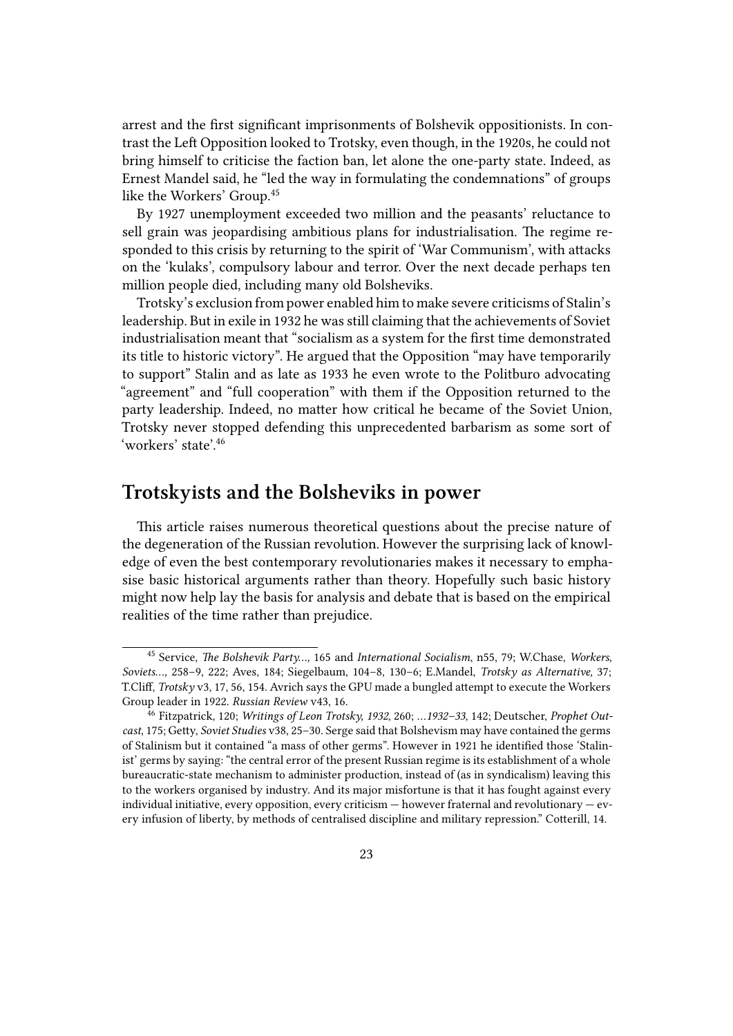arrest and the first significant imprisonments of Bolshevik oppositionists. In contrast the Left Opposition looked to Trotsky, even though, in the 1920s, he could not bring himself to criticise the faction ban, let alone the one-party state. Indeed, as Ernest Mandel said, he "led the way in formulating the condemnations" of groups like the Workers' Group.[45]

By 1927 unemployment exceeded two million and the peasants' reluctance to sell grain was jeopardising ambitious plans for industrialisation. The regime responded to this crisis by returning to the spirit of 'War Communism', with attacks on the 'kulaks', compulsory labour and terror. Over the next decade perhaps ten million people died, including many old Bolsheviks.

Trotsky's exclusion from power enabled him to make severe criticisms of Stalin's leadership. But in exile in 1932 he was still claiming that the achievements of Soviet industrialisation meant that "socialism as a system for the first time demonstrated its title to historic victory". He argued that the Opposition "may have temporarily to support" Stalin and as late as 1933 he even wrote to the Politburo advocating "agreement" and "full cooperation" with them if the Opposition returned to the party leadership. Indeed, no matter how critical he became of the Soviet Union, Trotsky never stopped defending this unprecedented barbarism as some sort of 'workers' state'.[46]

## Trotskyists and the Bolsheviks in power

This article raises numerous theoretical questions about the precise nature of the degeneration of the Russian revolution. However the surprising lack of knowledge of even the best contemporary revolutionaries makes it necessary to emphasise basic historical arguments rather than theory. Hopefully such basic history might now help lay the basis for analysis and debate that is based on the empirical realities of the time rather than prejudice.

---

[45] Service, *The Bolshevik Party…,* 165 and *International Socialism*, n55, 79; W.Chase, *Workers, Soviets…,* 258–9, 222; Aves, 184; Siegelbaum, 104–8, 130–6; E.Mandel, *Trotsky as Alternative,* 37; T.Cliff, *Trotsky* v3, 17, 56, 154. Avrich says the GPU made a bungled attempt to execute the Workers Group leader in 1922. *Russian Review* v43, 16.

[46] Fitzpatrick, 120; *Writings of Leon Trotsky, 1932*, 260; *…1932–33*, 142; Deutscher, *Prophet Outcast*, 175; Getty, *Soviet Studies* v38, 25–30. Serge said that Bolshevism may have contained the germs of Stalinism but it contained "a mass of other germs". However in 1921 he identified those 'Stalinist' germs by saying: "the central error of the present Russian regime is its establishment of a whole bureaucratic-state mechanism to administer production, instead of (as in syndicalism) leaving this to the workers organised by industry. And its major misfortune is that it has fought against every individual initiative, every opposition, every criticism — however fraternal and revolutionary — every infusion of liberty, by methods of centralised discipline and military repression." Cotterill, 14.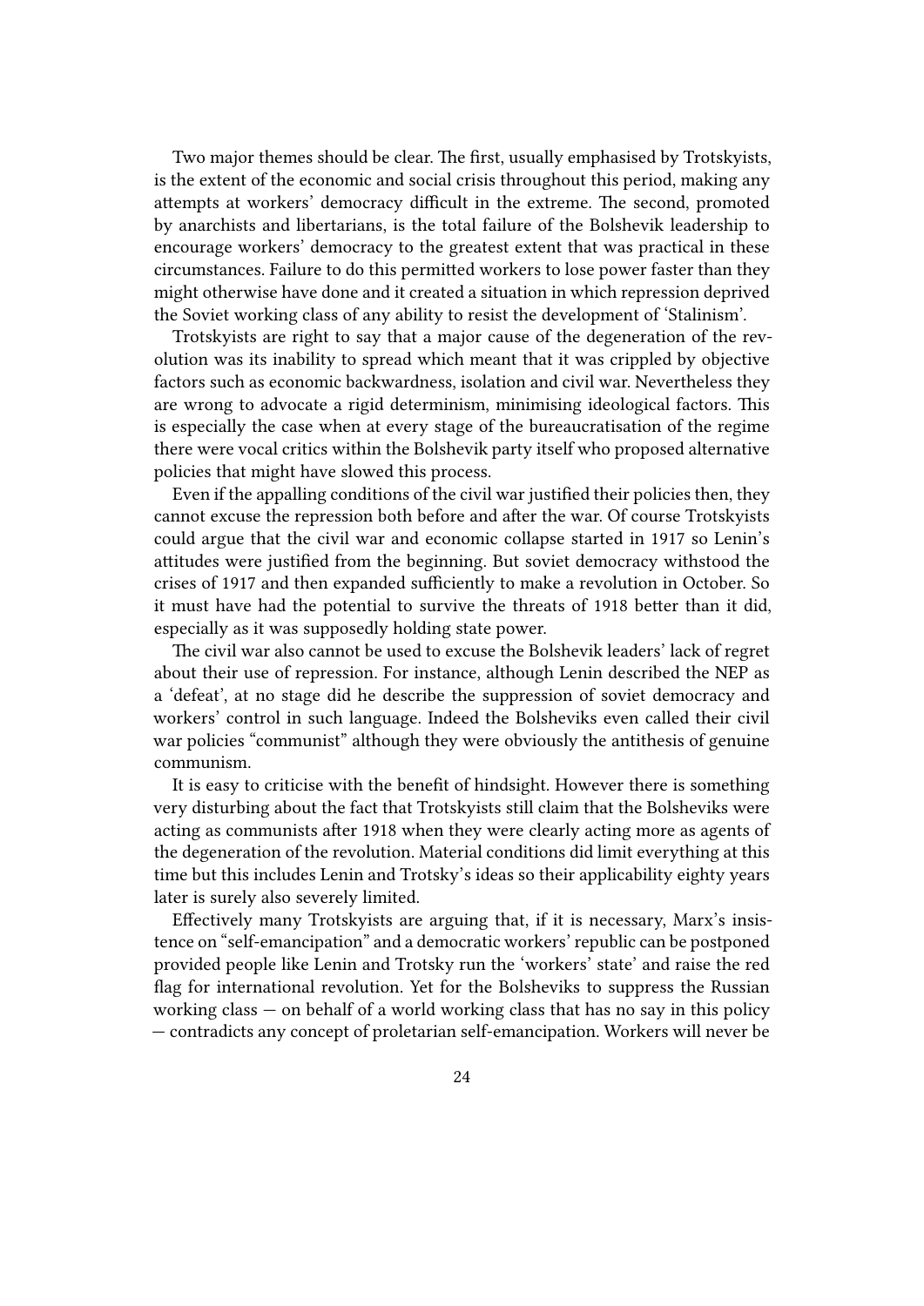Two major themes should be clear. The first, usually emphasised by Trotskyists, is the extent of the economic and social crisis throughout this period, making any attempts at workers' democracy difficult in the extreme. The second, promoted by anarchists and libertarians, is the total failure of the Bolshevik leadership to encourage workers' democracy to the greatest extent that was practical in these circumstances. Failure to do this permitted workers to lose power faster than they might otherwise have done and it created a situation in which repression deprived the Soviet working class of any ability to resist the development of 'Stalinism'.

Trotskyists are right to say that a major cause of the degeneration of the revolution was its inability to spread which meant that it was crippled by objective factors such as economic backwardness, isolation and civil war. Nevertheless they are wrong to advocate a rigid determinism, minimising ideological factors. This is especially the case when at every stage of the bureaucratisation of the regime there were vocal critics within the Bolshevik party itself who proposed alternative policies that might have slowed this process.

Even if the appalling conditions of the civil war justified their policies then, they cannot excuse the repression both before and after the war. Of course Trotskyists could argue that the civil war and economic collapse started in 1917 so Lenin's attitudes were justified from the beginning. But soviet democracy withstood the crises of 1917 and then expanded sufficiently to make a revolution in October. So it must have had the potential to survive the threats of 1918 better than it did, especially as it was supposedly holding state power.

The civil war also cannot be used to excuse the Bolshevik leaders' lack of regret about their use of repression. For instance, although Lenin described the NEP as a 'defeat', at no stage did he describe the suppression of soviet democracy and workers' control in such language. Indeed the Bolsheviks even called their civil war policies "communist" although they were obviously the antithesis of genuine communism.

It is easy to criticise with the benefit of hindsight. However there is something very disturbing about the fact that Trotskyists still claim that the Bolsheviks were acting as communists after 1918 when they were clearly acting more as agents of the degeneration of the revolution. Material conditions did limit everything at this time but this includes Lenin and Trotsky's ideas so their applicability eighty years later is surely also severely limited.

Effectively many Trotskyists are arguing that, if it is necessary, Marx's insistence on "self-emancipation" and a democratic workers' republic can be postponed provided people like Lenin and Trotsky run the 'workers' state' and raise the red flag for international revolution. Yet for the Bolsheviks to suppress the Russian working class — on behalf of a world working class that has no say in this policy — contradicts any concept of proletarian self-emancipation. Workers will never be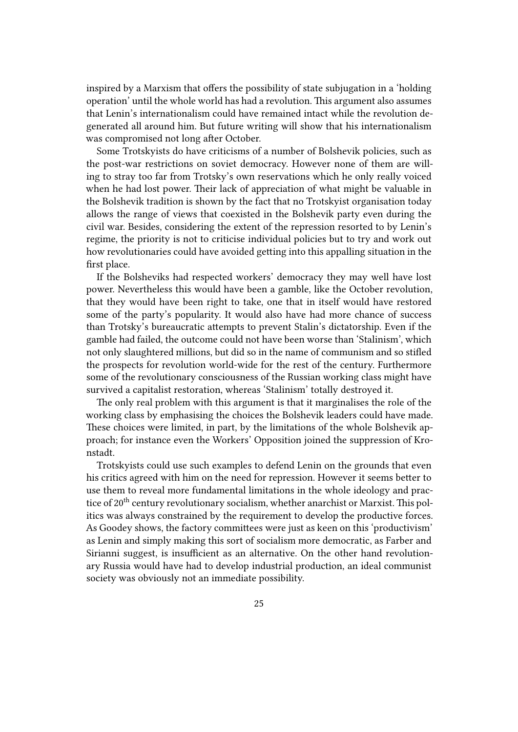inspired by a Marxism that offers the possibility of state subjugation in a 'holding operation' until the whole world has had a revolution. This argument also assumes that Lenin's internationalism could have remained intact while the revolution degenerated all around him. But future writing will show that his internationalism was compromised not long after October.

Some Trotskyists do have criticisms of a number of Bolshevik policies, such as the post-war restrictions on soviet democracy. However none of them are willing to stray too far from Trotsky's own reservations which he only really voiced when he had lost power. Their lack of appreciation of what might be valuable in the Bolshevik tradition is shown by the fact that no Trotskyist organisation today allows the range of views that coexisted in the Bolshevik party even during the civil war. Besides, considering the extent of the repression resorted to by Lenin's regime, the priority is not to criticise individual policies but to try and work out how revolutionaries could have avoided getting into this appalling situation in the first place.

If the Bolsheviks had respected workers' democracy they may well have lost power. Nevertheless this would have been a gamble, like the October revolution, that they would have been right to take, one that in itself would have restored some of the party's popularity. It would also have had more chance of success than Trotsky's bureaucratic attempts to prevent Stalin's dictatorship. Even if the gamble had failed, the outcome could not have been worse than 'Stalinism', which not only slaughtered millions, but did so in the name of communism and so stifled the prospects for revolution world-wide for the rest of the century. Furthermore some of the revolutionary consciousness of the Russian working class might have survived a capitalist restoration, whereas 'Stalinism' totally destroyed it.

The only real problem with this argument is that it marginalises the role of the working class by emphasising the choices the Bolshevik leaders could have made. These choices were limited, in part, by the limitations of the whole Bolshevik approach; for instance even the Workers' Opposition joined the suppression of Kronstadt.

Trotskyists could use such examples to defend Lenin on the grounds that even his critics agreed with him on the need for repression. However it seems better to use them to reveal more fundamental limitations in the whole ideology and practice of 20th century revolutionary socialism, whether anarchist or Marxist. This politics was always constrained by the requirement to develop the productive forces. As Goodey shows, the factory committees were just as keen on this 'productivism' as Lenin and simply making this sort of socialism more democratic, as Farber and Sirianni suggest, is insufficient as an alternative. On the other hand revolutionary Russia would have had to develop industrial production, an ideal communist society was obviously not an immediate possibility.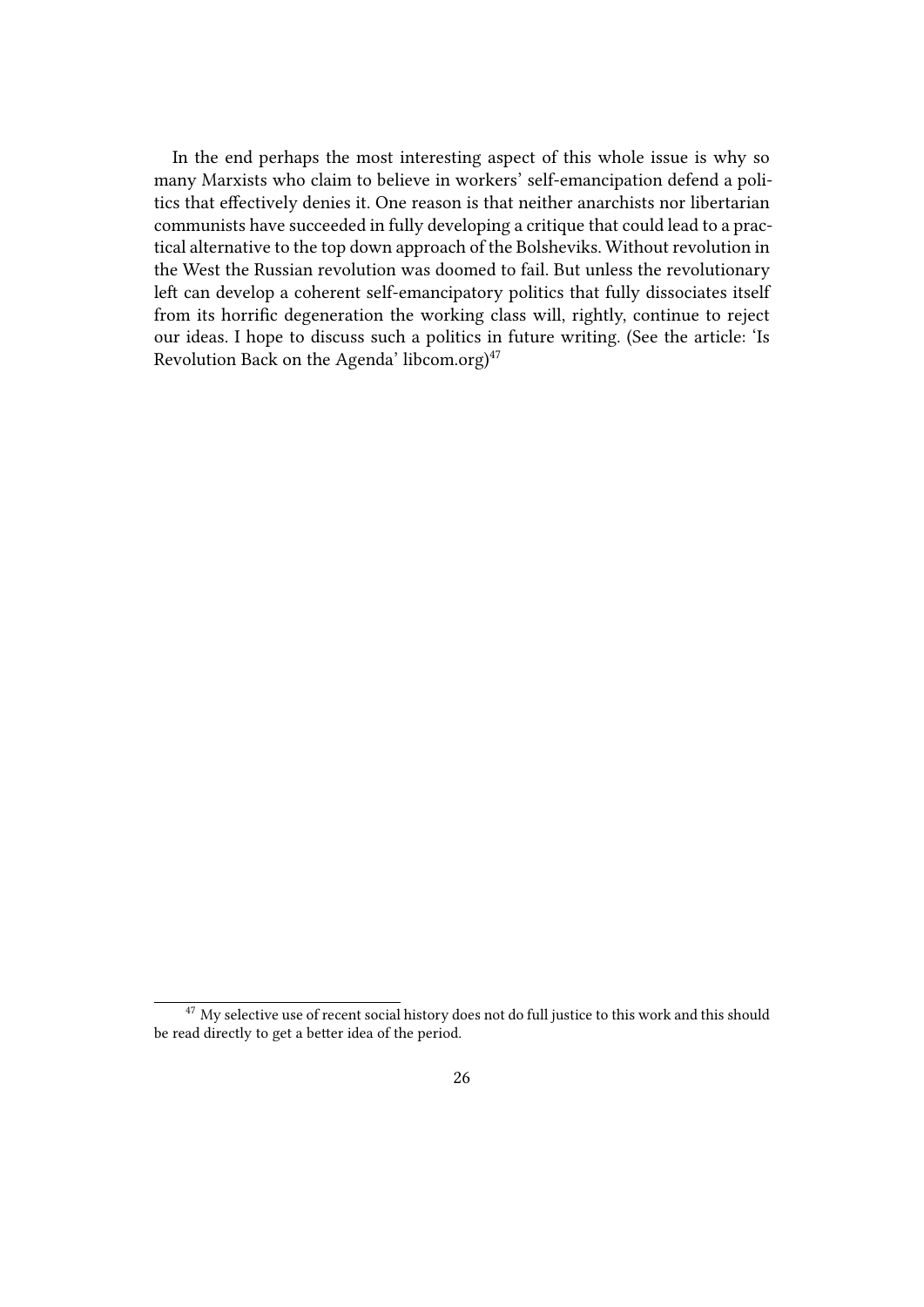In the end perhaps the most interesting aspect of this whole issue is why so many Marxists who claim to believe in workers' self-emancipation defend a politics that effectively denies it. One reason is that neither anarchists nor libertarian communists have succeeded in fully developing a critique that could lead to a practical alternative to the top down approach of the Bolsheviks. Without revolution in the West the Russian revolution was doomed to fail. But unless the revolutionary left can develop a coherent self-emancipatory politics that fully dissociates itself from its horrific degeneration the working class will, rightly, continue to reject our ideas. I hope to discuss such a politics in future writing. (See the article: 'Is Revolution Back on the Agenda' libcom.org)[47]

[47] My selective use of recent social history does not do full justice to this work and this should be read directly to get a better idea of the period.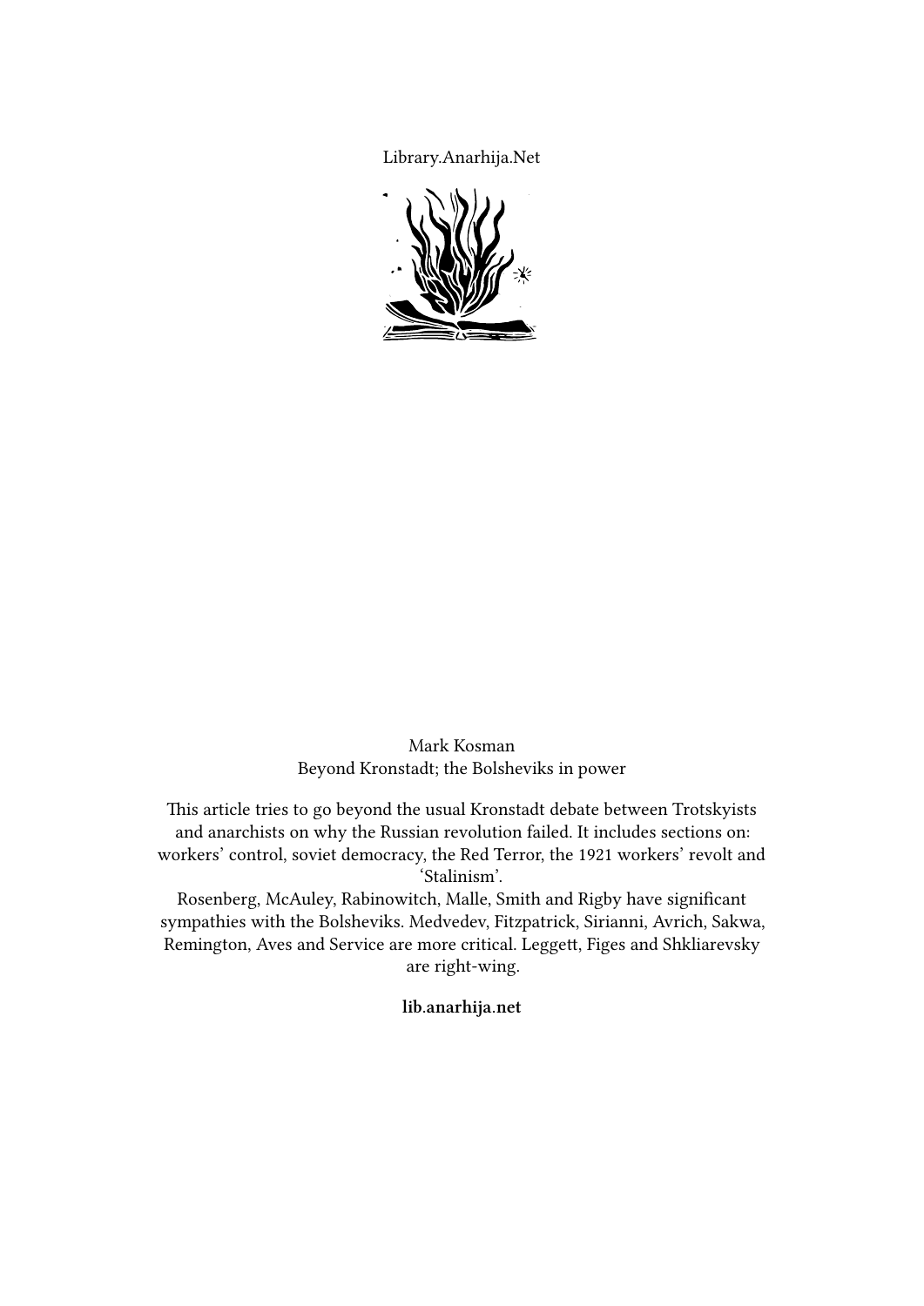Library.Anarhija.Net

Mark Kosman
Beyond Kronstadt; the Bolsheviks in power

This article tries to go beyond the usual Kronstadt debate between Trotskyists and anarchists on why the Russian revolution failed. It includes sections on: workers' control, soviet democracy, the Red Terror, the 1921 workers' revolt and 'Stalinism'.
Rosenberg, McAuley, Rabinowitch, Malle, Smith and Rigby have significant sympathies with the Bolsheviks. Medvedev, Fitzpatrick, Sirianni, Avrich, Sakwa, Remington, Aves and Service are more critical. Leggett, Figes and Shkliarevsky are right-wing.

**lib.anarhija.net**